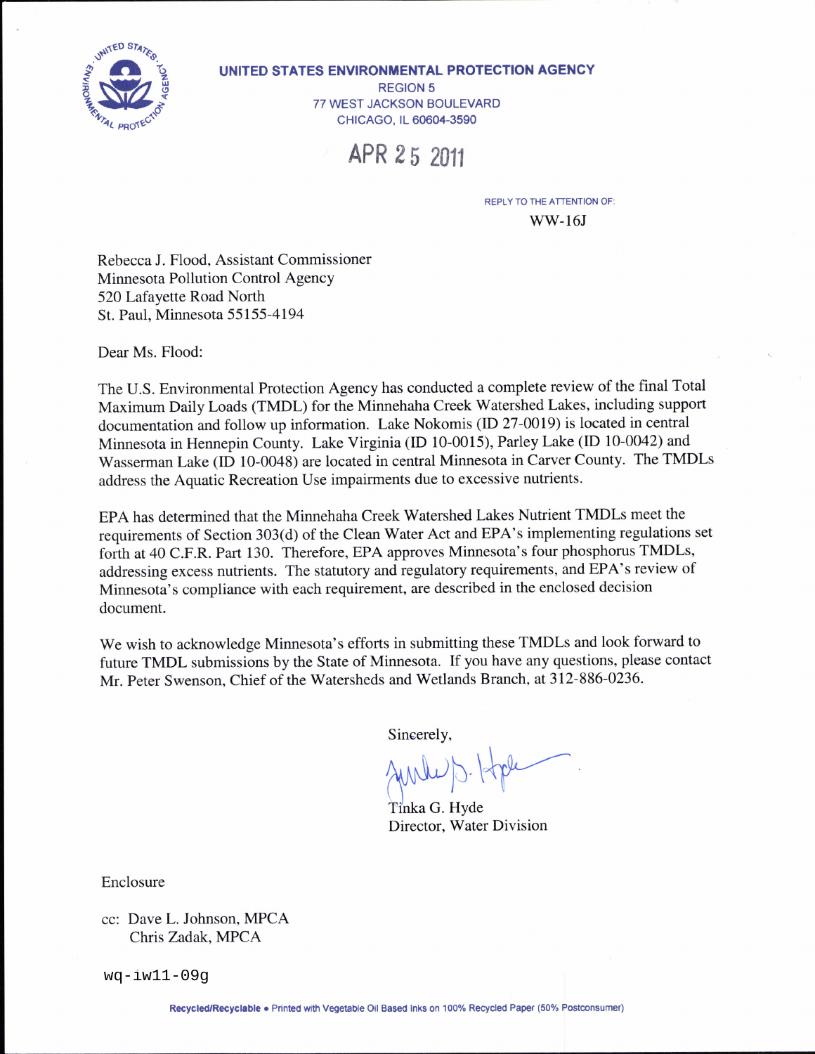**UNITED STATES ENVIRONMENTAL PROTECTION AGENCY**
REGION 5
77 WEST JACKSON BOULEVARD
CHICAGO, IL 60604-3590

APR 25 2011

REPLY TO THE ATTENTION OF:
WW-16J

Rebecca J. Flood, Assistant Commissioner
Minnesota Pollution Control Agency
520 Lafayette Road North
St. Paul, Minnesota 55155-4194

Dear Ms. Flood:

The U.S. Environmental Protection Agency has conducted a complete review of the final Total Maximum Daily Loads (TMDL) for the Minnehaha Creek Watershed Lakes, including support documentation and follow up information. Lake Nokomis (ID 27-0019) is located in central Minnesota in Hennepin County. Lake Virginia (ID 10-0015), Parley Lake (ID 10-0042) and Wasserman Lake (ID 10-0048) are located in central Minnesota in Carver County. The TMDLs address the Aquatic Recreation Use impairments due to excessive nutrients.

EPA has determined that the Minnehaha Creek Watershed Lakes Nutrient TMDLs meet the requirements of Section 303(d) of the Clean Water Act and EPA's implementing regulations set forth at 40 C.F.R. Part 130. Therefore, EPA approves Minnesota's four phosphorus TMDLs, addressing excess nutrients. The statutory and regulatory requirements, and EPA's review of Minnesota's compliance with each requirement, are described in the enclosed decision document.

We wish to acknowledge Minnesota's efforts in submitting these TMDLs and look forward to future TMDL submissions by the State of Minnesota. If you have any questions, please contact Mr. Peter Swenson, Chief of the Watersheds and Wetlands Branch, at 312-886-0236.

Sincerely,

Tinka G. Hyde
Director, Water Division

Enclosure

cc: Dave L. Johnson, MPCA
Chris Zadak, MPCA

wq-iw11-09g

Recycled/Recyclable • Printed with Vegetable Oil Based Inks on 100% Recycled Paper (50% Postconsumer)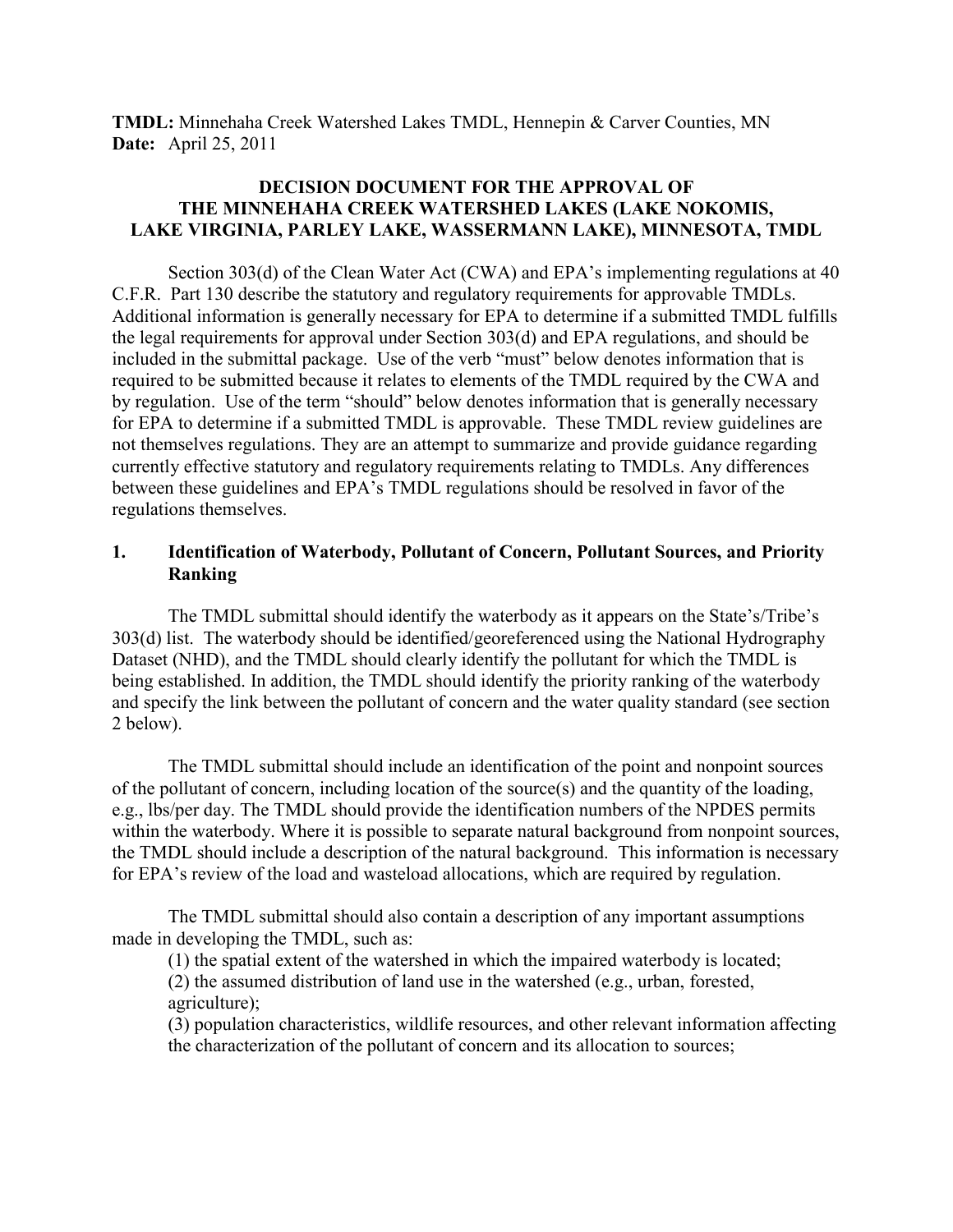**TMDL:** Minnehaha Creek Watershed Lakes TMDL, Hennepin & Carver Counties, MN
**Date:** April 25, 2011

## DECISION DOCUMENT FOR THE APPROVAL OF THE MINNEHAHA CREEK WATERSHED LAKES (LAKE NOKOMIS, LAKE VIRGINIA, PARLEY LAKE, WASSERMANN LAKE), MINNESOTA, TMDL

Section 303(d) of the Clean Water Act (CWA) and EPA's implementing regulations at 40 C.F.R. Part 130 describe the statutory and regulatory requirements for approvable TMDLs. Additional information is generally necessary for EPA to determine if a submitted TMDL fulfills the legal requirements for approval under Section 303(d) and EPA regulations, and should be included in the submittal package. Use of the verb "must" below denotes information that is required to be submitted because it relates to elements of the TMDL required by the CWA and by regulation. Use of the term "should" below denotes information that is generally necessary for EPA to determine if a submitted TMDL is approvable. These TMDL review guidelines are not themselves regulations. They are an attempt to summarize and provide guidance regarding currently effective statutory and regulatory requirements relating to TMDLs. Any differences between these guidelines and EPA's TMDL regulations should be resolved in favor of the regulations themselves.

### 1. Identification of Waterbody, Pollutant of Concern, Pollutant Sources, and Priority Ranking

The TMDL submittal should identify the waterbody as it appears on the State's/Tribe's 303(d) list. The waterbody should be identified/georeferenced using the National Hydrography Dataset (NHD), and the TMDL should clearly identify the pollutant for which the TMDL is being established. In addition, the TMDL should identify the priority ranking of the waterbody and specify the link between the pollutant of concern and the water quality standard (see section 2 below).

The TMDL submittal should include an identification of the point and nonpoint sources of the pollutant of concern, including location of the source(s) and the quantity of the loading, e.g., lbs/per day. The TMDL should provide the identification numbers of the NPDES permits within the waterbody. Where it is possible to separate natural background from nonpoint sources, the TMDL should include a description of the natural background. This information is necessary for EPA's review of the load and wasteload allocations, which are required by regulation.

The TMDL submittal should also contain a description of any important assumptions made in developing the TMDL, such as:

(1) the spatial extent of the watershed in which the impaired waterbody is located;
(2) the assumed distribution of land use in the watershed (e.g., urban, forested, agriculture);
(3) population characteristics, wildlife resources, and other relevant information affecting the characterization of the pollutant of concern and its allocation to sources;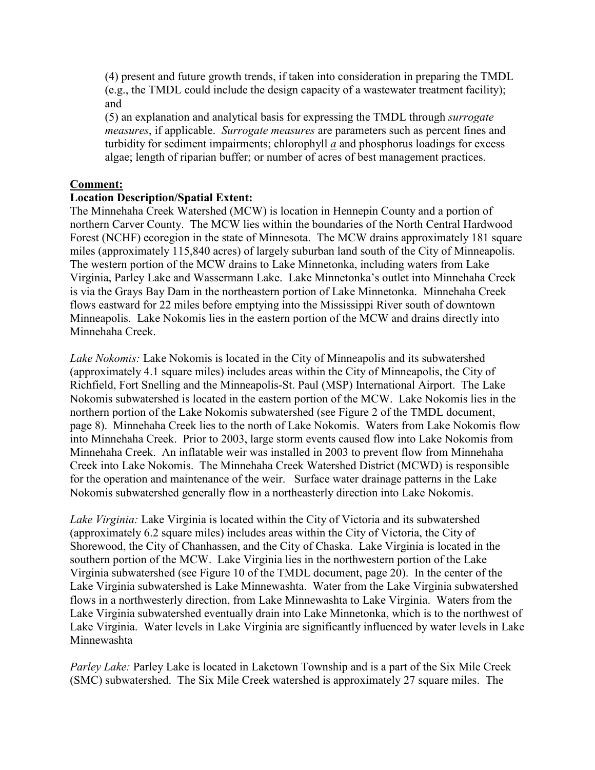(4) present and future growth trends, if taken into consideration in preparing the TMDL (e.g., the TMDL could include the design capacity of a wastewater treatment facility); and

(5) an explanation and analytical basis for expressing the TMDL through *surrogate measures*, if applicable. *Surrogate measures* are parameters such as percent fines and turbidity for sediment impairments; chlorophyll *a* and phosphorus loadings for excess algae; length of riparian buffer; or number of acres of best management practices.

**Comment:**

**Location Description/Spatial Extent:**

The Minnehaha Creek Watershed (MCW) is location in Hennepin County and a portion of northern Carver County. The MCW lies within the boundaries of the North Central Hardwood Forest (NCHF) ecoregion in the state of Minnesota. The MCW drains approximately 181 square miles (approximately 115,840 acres) of largely suburban land south of the City of Minneapolis. The western portion of the MCW drains to Lake Minnetonka, including waters from Lake Virginia, Parley Lake and Wassermann Lake. Lake Minnetonka's outlet into Minnehaha Creek is via the Grays Bay Dam in the northeastern portion of Lake Minnetonka. Minnehaha Creek flows eastward for 22 miles before emptying into the Mississippi River south of downtown Minneapolis. Lake Nokomis lies in the eastern portion of the MCW and drains directly into Minnehaha Creek.

*Lake Nokomis:* Lake Nokomis is located in the City of Minneapolis and its subwatershed (approximately 4.1 square miles) includes areas within the City of Minneapolis, the City of Richfield, Fort Snelling and the Minneapolis-St. Paul (MSP) International Airport. The Lake Nokomis subwatershed is located in the eastern portion of the MCW. Lake Nokomis lies in the northern portion of the Lake Nokomis subwatershed (see Figure 2 of the TMDL document, page 8). Minnehaha Creek lies to the north of Lake Nokomis. Waters from Lake Nokomis flow into Minnehaha Creek. Prior to 2003, large storm events caused flow into Lake Nokomis from Minnehaha Creek. An inflatable weir was installed in 2003 to prevent flow from Minnehaha Creek into Lake Nokomis. The Minnehaha Creek Watershed District (MCWD) is responsible for the operation and maintenance of the weir. Surface water drainage patterns in the Lake Nokomis subwatershed generally flow in a northeasterly direction into Lake Nokomis.

*Lake Virginia:* Lake Virginia is located within the City of Victoria and its subwatershed (approximately 6.2 square miles) includes areas within the City of Victoria, the City of Shorewood, the City of Chanhassen, and the City of Chaska. Lake Virginia is located in the southern portion of the MCW. Lake Virginia lies in the northwestern portion of the Lake Virginia subwatershed (see Figure 10 of the TMDL document, page 20). In the center of the Lake Virginia subwatershed is Lake Minnewashta. Water from the Lake Virginia subwatershed flows in a northwesterly direction, from Lake Minnewashta to Lake Virginia. Waters from the Lake Virginia subwatershed eventually drain into Lake Minnetonka, which is to the northwest of Lake Virginia. Water levels in Lake Virginia are significantly influenced by water levels in Lake Minnewashta

*Parley Lake:* Parley Lake is located in Laketown Township and is a part of the Six Mile Creek (SMC) subwatershed. The Six Mile Creek watershed is approximately 27 square miles. The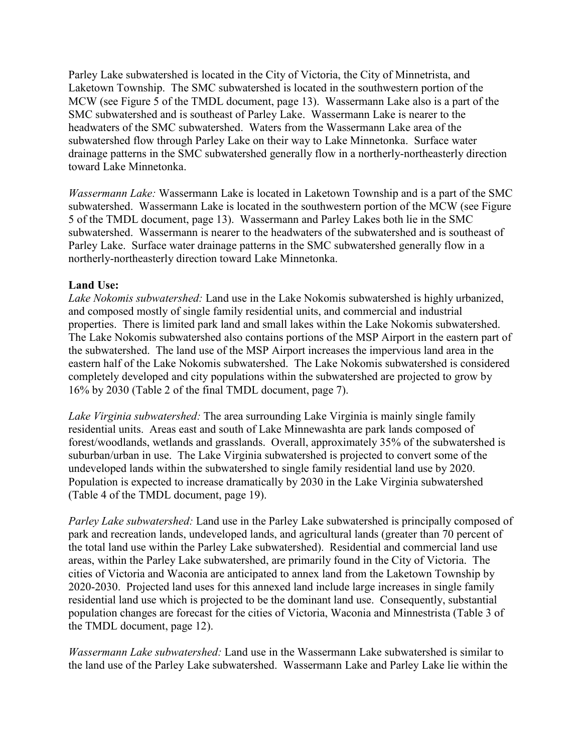Parley Lake subwatershed is located in the City of Victoria, the City of Minnetrista, and Laketown Township. The SMC subwatershed is located in the southwestern portion of the MCW (see Figure 5 of the TMDL document, page 13). Wassermann Lake also is a part of the SMC subwatershed and is southeast of Parley Lake. Wassermann Lake is nearer to the headwaters of the SMC subwatershed. Waters from the Wassermann Lake area of the subwatershed flow through Parley Lake on their way to Lake Minnetonka. Surface water drainage patterns in the SMC subwatershed generally flow in a northerly-northeasterly direction toward Lake Minnetonka.

*Wassermann Lake:* Wassermann Lake is located in Laketown Township and is a part of the SMC subwatershed. Wassermann Lake is located in the southwestern portion of the MCW (see Figure 5 of the TMDL document, page 13). Wassermann and Parley Lakes both lie in the SMC subwatershed. Wassermann is nearer to the headwaters of the subwatershed and is southeast of Parley Lake. Surface water drainage patterns in the SMC subwatershed generally flow in a northerly-northeasterly direction toward Lake Minnetonka.

**Land Use:**

*Lake Nokomis subwatershed:* Land use in the Lake Nokomis subwatershed is highly urbanized, and composed mostly of single family residential units, and commercial and industrial properties. There is limited park land and small lakes within the Lake Nokomis subwatershed. The Lake Nokomis subwatershed also contains portions of the MSP Airport in the eastern part of the subwatershed. The land use of the MSP Airport increases the impervious land area in the eastern half of the Lake Nokomis subwatershed. The Lake Nokomis subwatershed is considered completely developed and city populations within the subwatershed are projected to grow by 16% by 2030 (Table 2 of the final TMDL document, page 7).

*Lake Virginia subwatershed:* The area surrounding Lake Virginia is mainly single family residential units. Areas east and south of Lake Minnewashta are park lands composed of forest/woodlands, wetlands and grasslands. Overall, approximately 35% of the subwatershed is suburban/urban in use. The Lake Virginia subwatershed is projected to convert some of the undeveloped lands within the subwatershed to single family residential land use by 2020. Population is expected to increase dramatically by 2030 in the Lake Virginia subwatershed (Table 4 of the TMDL document, page 19).

*Parley Lake subwatershed:* Land use in the Parley Lake subwatershed is principally composed of park and recreation lands, undeveloped lands, and agricultural lands (greater than 70 percent of the total land use within the Parley Lake subwatershed). Residential and commercial land use areas, within the Parley Lake subwatershed, are primarily found in the City of Victoria. The cities of Victoria and Waconia are anticipated to annex land from the Laketown Township by 2020-2030. Projected land uses for this annexed land include large increases in single family residential land use which is projected to be the dominant land use. Consequently, substantial population changes are forecast for the cities of Victoria, Waconia and Minnestrista (Table 3 of the TMDL document, page 12).

*Wassermann Lake subwatershed:* Land use in the Wassermann Lake subwatershed is similar to the land use of the Parley Lake subwatershed. Wassermann Lake and Parley Lake lie within the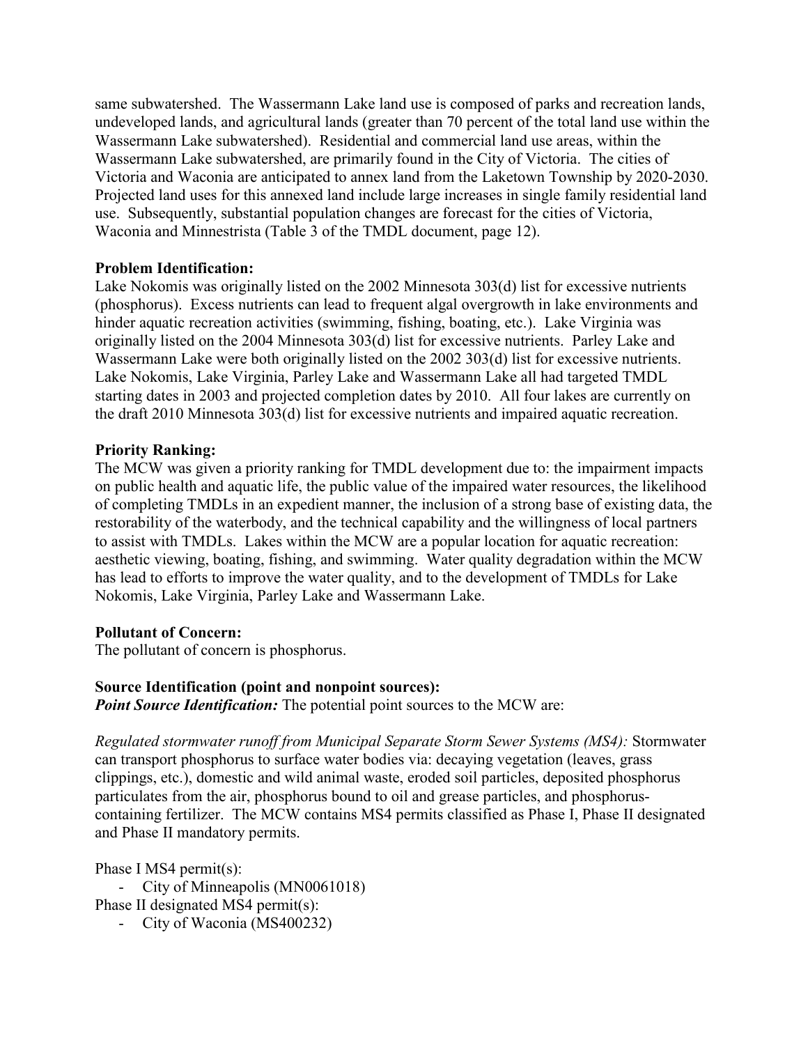same subwatershed. The Wassermann Lake land use is composed of parks and recreation lands, undeveloped lands, and agricultural lands (greater than 70 percent of the total land use within the Wassermann Lake subwatershed). Residential and commercial land use areas, within the Wassermann Lake subwatershed, are primarily found in the City of Victoria. The cities of Victoria and Waconia are anticipated to annex land from the Laketown Township by 2020-2030. Projected land uses for this annexed land include large increases in single family residential land use. Subsequently, substantial population changes are forecast for the cities of Victoria, Waconia and Minnestrista (Table 3 of the TMDL document, page 12).

**Problem Identification:**
Lake Nokomis was originally listed on the 2002 Minnesota 303(d) list for excessive nutrients (phosphorus). Excess nutrients can lead to frequent algal overgrowth in lake environments and hinder aquatic recreation activities (swimming, fishing, boating, etc.). Lake Virginia was originally listed on the 2004 Minnesota 303(d) list for excessive nutrients. Parley Lake and Wassermann Lake were both originally listed on the 2002 303(d) list for excessive nutrients. Lake Nokomis, Lake Virginia, Parley Lake and Wassermann Lake all had targeted TMDL starting dates in 2003 and projected completion dates by 2010. All four lakes are currently on the draft 2010 Minnesota 303(d) list for excessive nutrients and impaired aquatic recreation.

**Priority Ranking:**
The MCW was given a priority ranking for TMDL development due to: the impairment impacts on public health and aquatic life, the public value of the impaired water resources, the likelihood of completing TMDLs in an expedient manner, the inclusion of a strong base of existing data, the restorability of the waterbody, and the technical capability and the willingness of local partners to assist with TMDLs. Lakes within the MCW are a popular location for aquatic recreation: aesthetic viewing, boating, fishing, and swimming. Water quality degradation within the MCW has lead to efforts to improve the water quality, and to the development of TMDLs for Lake Nokomis, Lake Virginia, Parley Lake and Wassermann Lake.

**Pollutant of Concern:**
The pollutant of concern is phosphorus.

**Source Identification (point and nonpoint sources):**
***Point Source Identification:*** The potential point sources to the MCW are:

*Regulated stormwater runoff from Municipal Separate Storm Sewer Systems (MS4):* Stormwater can transport phosphorus to surface water bodies via: decaying vegetation (leaves, grass clippings, etc.), domestic and wild animal waste, eroded soil particles, deposited phosphorus particulates from the air, phosphorus bound to oil and grease particles, and phosphorus-containing fertilizer. The MCW contains MS4 permits classified as Phase I, Phase II designated and Phase II mandatory permits.

Phase I MS4 permit(s):

- City of Minneapolis (MN0061018)

Phase II designated MS4 permit(s):

- City of Waconia (MS400232)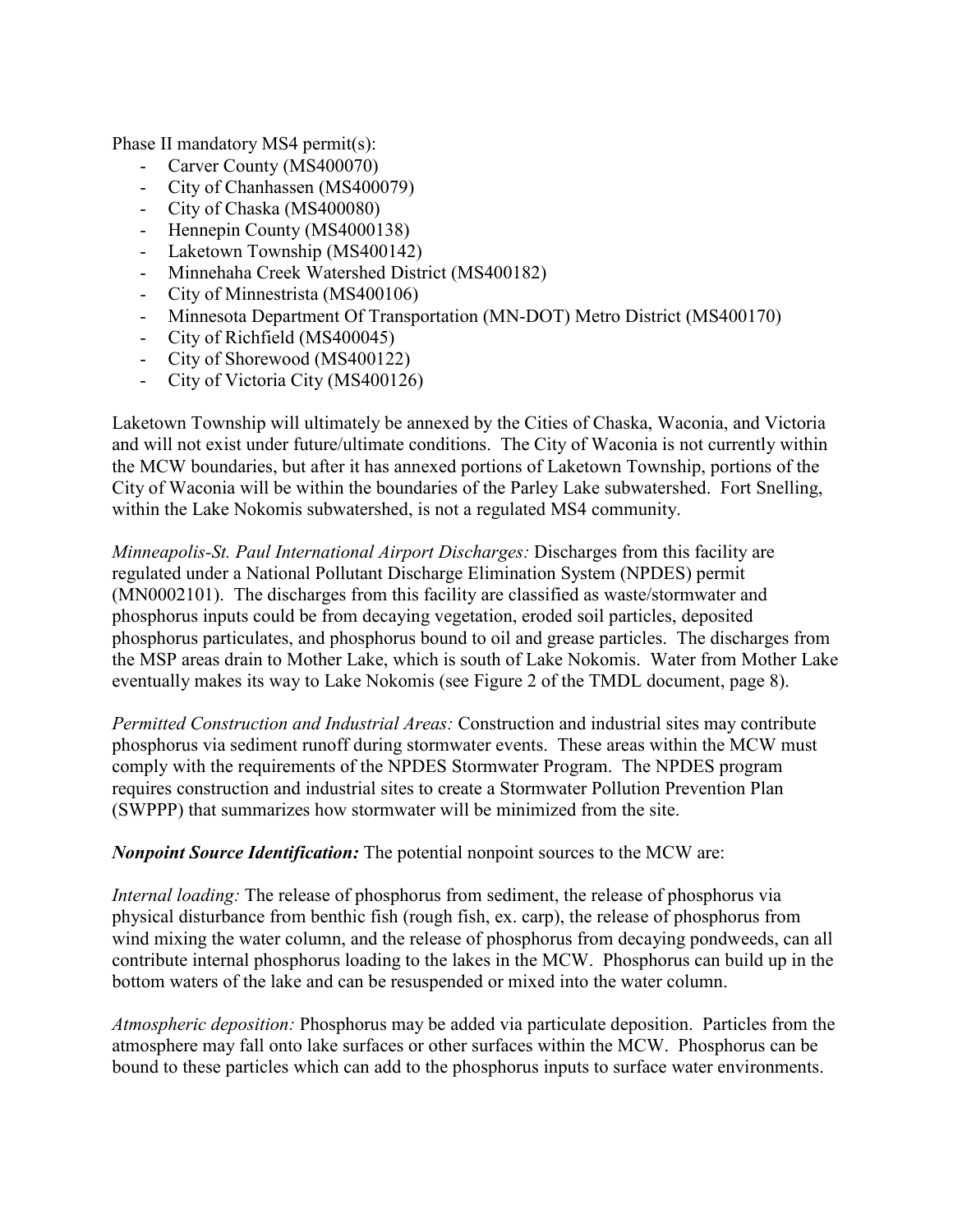Phase II mandatory MS4 permit(s):

- Carver County (MS400070)
- City of Chanhassen (MS400079)
- City of Chaska (MS400080)
- Hennepin County (MS4000138)
- Laketown Township (MS400142)
- Minnehaha Creek Watershed District (MS400182)
- City of Minnestrista (MS400106)
- Minnesota Department Of Transportation (MN-DOT) Metro District (MS400170)
- City of Richfield (MS400045)
- City of Shorewood (MS400122)
- City of Victoria City (MS400126)

Laketown Township will ultimately be annexed by the Cities of Chaska, Waconia, and Victoria and will not exist under future/ultimate conditions. The City of Waconia is not currently within the MCW boundaries, but after it has annexed portions of Laketown Township, portions of the City of Waconia will be within the boundaries of the Parley Lake subwatershed. Fort Snelling, within the Lake Nokomis subwatershed, is not a regulated MS4 community.

*Minneapolis-St. Paul International Airport Discharges:* Discharges from this facility are regulated under a National Pollutant Discharge Elimination System (NPDES) permit (MN0002101). The discharges from this facility are classified as waste/stormwater and phosphorus inputs could be from decaying vegetation, eroded soil particles, deposited phosphorus particulates, and phosphorus bound to oil and grease particles. The discharges from the MSP areas drain to Mother Lake, which is south of Lake Nokomis. Water from Mother Lake eventually makes its way to Lake Nokomis (see Figure 2 of the TMDL document, page 8).

*Permitted Construction and Industrial Areas:* Construction and industrial sites may contribute phosphorus via sediment runoff during stormwater events. These areas within the MCW must comply with the requirements of the NPDES Stormwater Program. The NPDES program requires construction and industrial sites to create a Stormwater Pollution Prevention Plan (SWPPP) that summarizes how stormwater will be minimized from the site.

***Nonpoint Source Identification:*** The potential nonpoint sources to the MCW are:

*Internal loading:* The release of phosphorus from sediment, the release of phosphorus via physical disturbance from benthic fish (rough fish, ex. carp), the release of phosphorus from wind mixing the water column, and the release of phosphorus from decaying pondweeds, can all contribute internal phosphorus loading to the lakes in the MCW. Phosphorus can build up in the bottom waters of the lake and can be resuspended or mixed into the water column.

*Atmospheric deposition:* Phosphorus may be added via particulate deposition. Particles from the atmosphere may fall onto lake surfaces or other surfaces within the MCW. Phosphorus can be bound to these particles which can add to the phosphorus inputs to surface water environments.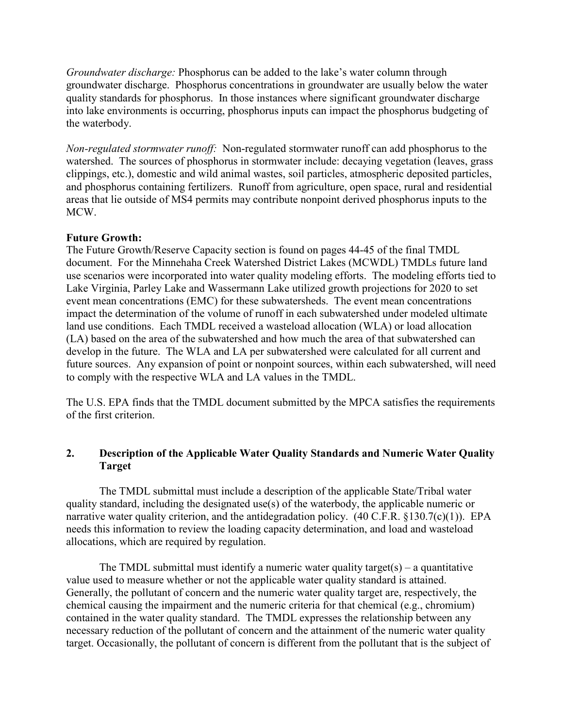*Groundwater discharge:* Phosphorus can be added to the lake's water column through groundwater discharge. Phosphorus concentrations in groundwater are usually below the water quality standards for phosphorus. In those instances where significant groundwater discharge into lake environments is occurring, phosphorus inputs can impact the phosphorus budgeting of the waterbody.

*Non-regulated stormwater runoff:* Non-regulated stormwater runoff can add phosphorus to the watershed. The sources of phosphorus in stormwater include: decaying vegetation (leaves, grass clippings, etc.), domestic and wild animal wastes, soil particles, atmospheric deposited particles, and phosphorus containing fertilizers. Runoff from agriculture, open space, rural and residential areas that lie outside of MS4 permits may contribute nonpoint derived phosphorus inputs to the MCW.

**Future Growth:**
The Future Growth/Reserve Capacity section is found on pages 44-45 of the final TMDL document. For the Minnehaha Creek Watershed District Lakes (MCWDL) TMDLs future land use scenarios were incorporated into water quality modeling efforts. The modeling efforts tied to Lake Virginia, Parley Lake and Wassermann Lake utilized growth projections for 2020 to set event mean concentrations (EMC) for these subwatersheds. The event mean concentrations impact the determination of the volume of runoff in each subwatershed under modeled ultimate land use conditions. Each TMDL received a wasteload allocation (WLA) or load allocation (LA) based on the area of the subwatershed and how much the area of that subwatershed can develop in the future. The WLA and LA per subwatershed were calculated for all current and future sources. Any expansion of point or nonpoint sources, within each subwatershed, will need to comply with the respective WLA and LA values in the TMDL.

The U.S. EPA finds that the TMDL document submitted by the MPCA satisfies the requirements of the first criterion.

## 2. Description of the Applicable Water Quality Standards and Numeric Water Quality Target

The TMDL submittal must include a description of the applicable State/Tribal water quality standard, including the designated use(s) of the waterbody, the applicable numeric or narrative water quality criterion, and the antidegradation policy. (40 C.F.R. §130.7(c)(1)). EPA needs this information to review the loading capacity determination, and load and wasteload allocations, which are required by regulation.

The TMDL submittal must identify a numeric water quality target(s) – a quantitative value used to measure whether or not the applicable water quality standard is attained. Generally, the pollutant of concern and the numeric water quality target are, respectively, the chemical causing the impairment and the numeric criteria for that chemical (e.g., chromium) contained in the water quality standard. The TMDL expresses the relationship between any necessary reduction of the pollutant of concern and the attainment of the numeric water quality target. Occasionally, the pollutant of concern is different from the pollutant that is the subject of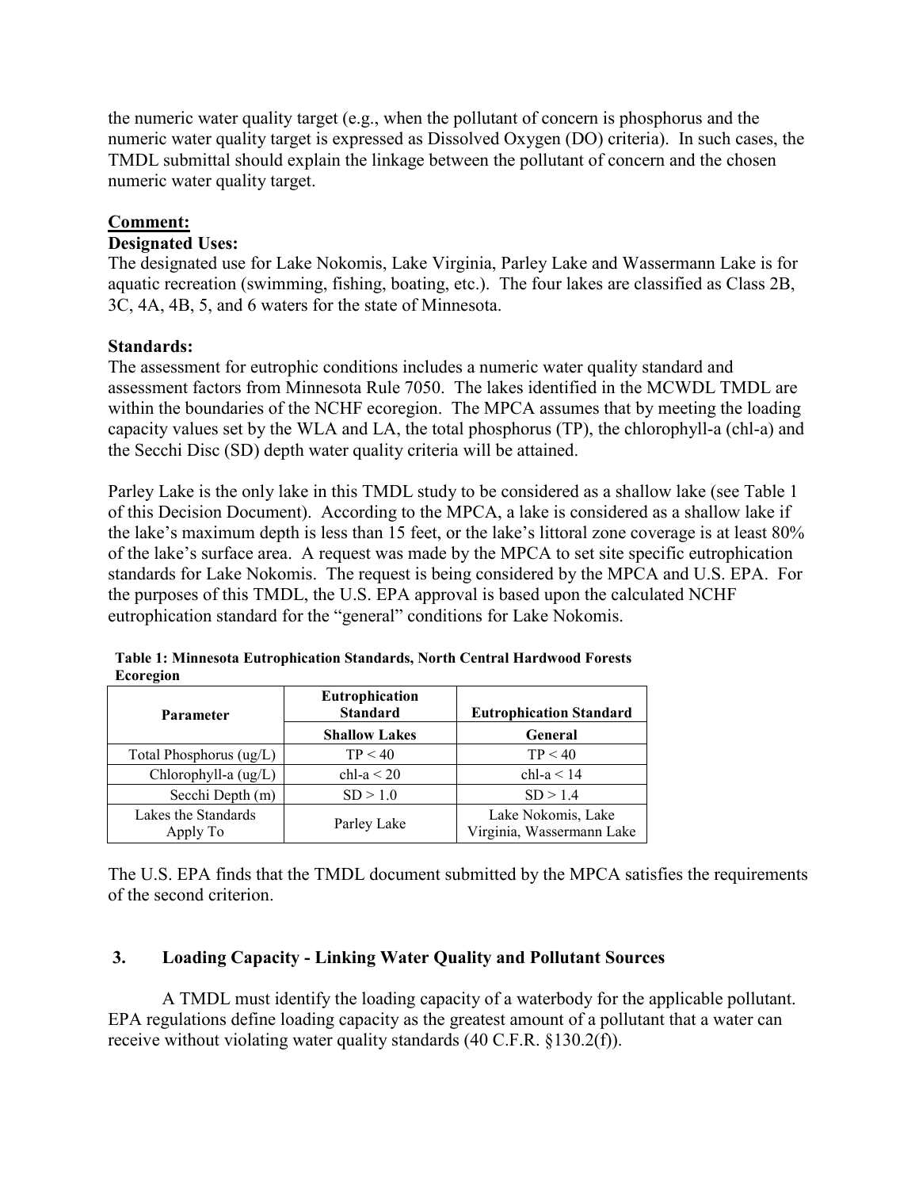the numeric water quality target (e.g., when the pollutant of concern is phosphorus and the numeric water quality target is expressed as Dissolved Oxygen (DO) criteria). In such cases, the TMDL submittal should explain the linkage between the pollutant of concern and the chosen numeric water quality target.

**Comment:**

**Designated Uses:**

The designated use for Lake Nokomis, Lake Virginia, Parley Lake and Wassermann Lake is for aquatic recreation (swimming, fishing, boating, etc.). The four lakes are classified as Class 2B, 3C, 4A, 4B, 5, and 6 waters for the state of Minnesota.

**Standards:**

The assessment for eutrophic conditions includes a numeric water quality standard and assessment factors from Minnesota Rule 7050. The lakes identified in the MCWDL TMDL are within the boundaries of the NCHF ecoregion. The MPCA assumes that by meeting the loading capacity values set by the WLA and LA, the total phosphorus (TP), the chlorophyll-a (chl-a) and the Secchi Disc (SD) depth water quality criteria will be attained.

Parley Lake is the only lake in this TMDL study to be considered as a shallow lake (see Table 1 of this Decision Document). According to the MPCA, a lake is considered as a shallow lake if the lake's maximum depth is less than 15 feet, or the lake's littoral zone coverage is at least 80% of the lake's surface area. A request was made by the MPCA to set site specific eutrophication standards for Lake Nokomis. The request is being considered by the MPCA and U.S. EPA. For the purposes of this TMDL, the U.S. EPA approval is based upon the calculated NCHF eutrophication standard for the "general" conditions for Lake Nokomis.

**Table 1: Minnesota Eutrophication Standards, North Central Hardwood Forests Ecoregion**

| Parameter | Eutrophication Standard | Eutrophication Standard |
|---|---|---|
| | Shallow Lakes | General |
| Total Phosphorus (ug/L) | TP < 40 | TP < 40 |
| Chlorophyll-a (ug/L) | chl-a < 20 | chl-a < 14 |
| Secchi Depth (m) | SD > 1.0 | SD > 1.4 |
| Lakes the Standards Apply To | Parley Lake | Lake Nokomis, Lake Virginia, Wassermann Lake |

The U.S. EPA finds that the TMDL document submitted by the MPCA satisfies the requirements of the second criterion.

## 3. Loading Capacity - Linking Water Quality and Pollutant Sources

A TMDL must identify the loading capacity of a waterbody for the applicable pollutant. EPA regulations define loading capacity as the greatest amount of a pollutant that a water can receive without violating water quality standards (40 C.F.R. §130.2(f)).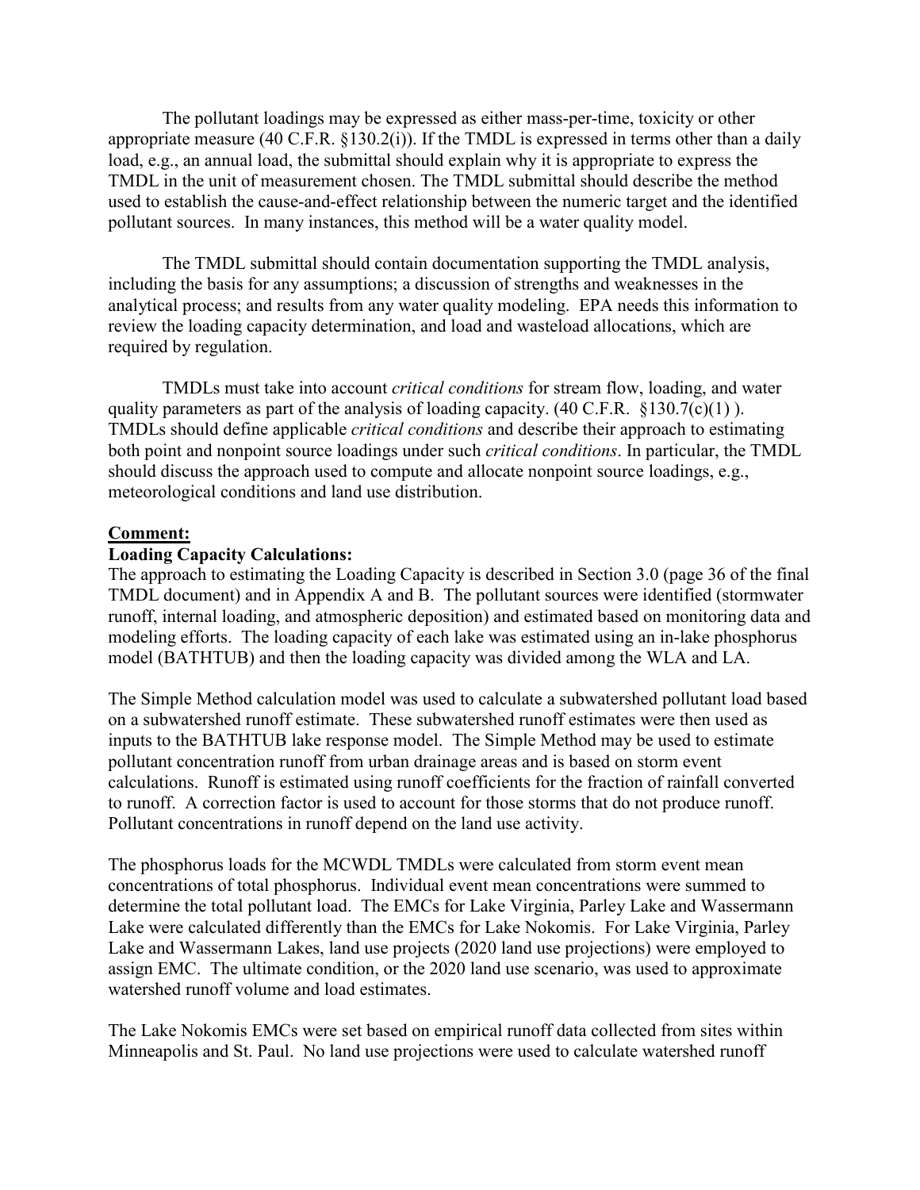The pollutant loadings may be expressed as either mass-per-time, toxicity or other appropriate measure (40 C.F.R. §130.2(i)). If the TMDL is expressed in terms other than a daily load, e.g., an annual load, the submittal should explain why it is appropriate to express the TMDL in the unit of measurement chosen. The TMDL submittal should describe the method used to establish the cause-and-effect relationship between the numeric target and the identified pollutant sources. In many instances, this method will be a water quality model.

The TMDL submittal should contain documentation supporting the TMDL analysis, including the basis for any assumptions; a discussion of strengths and weaknesses in the analytical process; and results from any water quality modeling. EPA needs this information to review the loading capacity determination, and load and wasteload allocations, which are required by regulation.

TMDLs must take into account *critical conditions* for stream flow, loading, and water quality parameters as part of the analysis of loading capacity. (40 C.F.R. §130.7(c)(1) ). TMDLs should define applicable *critical conditions* and describe their approach to estimating both point and nonpoint source loadings under such *critical conditions*. In particular, the TMDL should discuss the approach used to compute and allocate nonpoint source loadings, e.g., meteorological conditions and land use distribution.

**Comment:**

**Loading Capacity Calculations:**

The approach to estimating the Loading Capacity is described in Section 3.0 (page 36 of the final TMDL document) and in Appendix A and B. The pollutant sources were identified (stormwater runoff, internal loading, and atmospheric deposition) and estimated based on monitoring data and modeling efforts. The loading capacity of each lake was estimated using an in-lake phosphorus model (BATHTUB) and then the loading capacity was divided among the WLA and LA.

The Simple Method calculation model was used to calculate a subwatershed pollutant load based on a subwatershed runoff estimate. These subwatershed runoff estimates were then used as inputs to the BATHTUB lake response model. The Simple Method may be used to estimate pollutant concentration runoff from urban drainage areas and is based on storm event calculations. Runoff is estimated using runoff coefficients for the fraction of rainfall converted to runoff. A correction factor is used to account for those storms that do not produce runoff. Pollutant concentrations in runoff depend on the land use activity.

The phosphorus loads for the MCWDL TMDLs were calculated from storm event mean concentrations of total phosphorus. Individual event mean concentrations were summed to determine the total pollutant load. The EMCs for Lake Virginia, Parley Lake and Wassermann Lake were calculated differently than the EMCs for Lake Nokomis. For Lake Virginia, Parley Lake and Wassermann Lakes, land use projects (2020 land use projections) were employed to assign EMC. The ultimate condition, or the 2020 land use scenario, was used to approximate watershed runoff volume and load estimates.

The Lake Nokomis EMCs were set based on empirical runoff data collected from sites within Minneapolis and St. Paul. No land use projections were used to calculate watershed runoff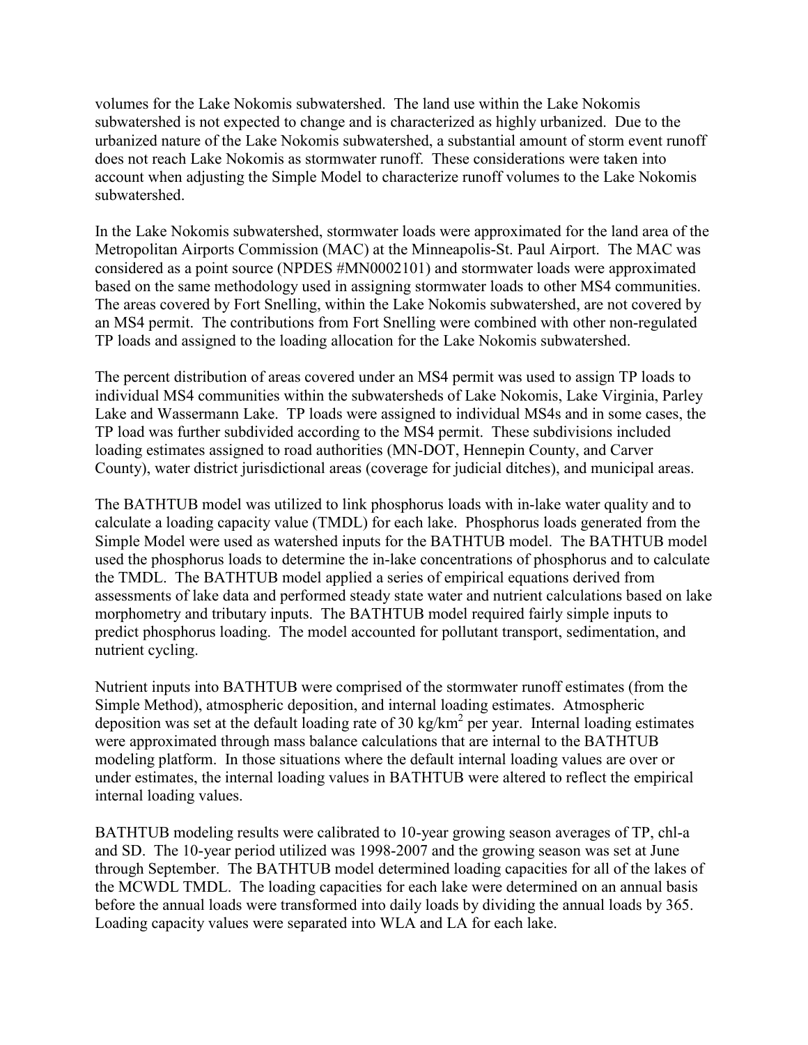volumes for the Lake Nokomis subwatershed. The land use within the Lake Nokomis subwatershed is not expected to change and is characterized as highly urbanized. Due to the urbanized nature of the Lake Nokomis subwatershed, a substantial amount of storm event runoff does not reach Lake Nokomis as stormwater runoff. These considerations were taken into account when adjusting the Simple Model to characterize runoff volumes to the Lake Nokomis subwatershed.

In the Lake Nokomis subwatershed, stormwater loads were approximated for the land area of the Metropolitan Airports Commission (MAC) at the Minneapolis-St. Paul Airport. The MAC was considered as a point source (NPDES #MN0002101) and stormwater loads were approximated based on the same methodology used in assigning stormwater loads to other MS4 communities. The areas covered by Fort Snelling, within the Lake Nokomis subwatershed, are not covered by an MS4 permit. The contributions from Fort Snelling were combined with other non-regulated TP loads and assigned to the loading allocation for the Lake Nokomis subwatershed.

The percent distribution of areas covered under an MS4 permit was used to assign TP loads to individual MS4 communities within the subwatersheds of Lake Nokomis, Lake Virginia, Parley Lake and Wassermann Lake. TP loads were assigned to individual MS4s and in some cases, the TP load was further subdivided according to the MS4 permit. These subdivisions included loading estimates assigned to road authorities (MN-DOT, Hennepin County, and Carver County), water district jurisdictional areas (coverage for judicial ditches), and municipal areas.

The BATHTUB model was utilized to link phosphorus loads with in-lake water quality and to calculate a loading capacity value (TMDL) for each lake. Phosphorus loads generated from the Simple Model were used as watershed inputs for the BATHTUB model. The BATHTUB model used the phosphorus loads to determine the in-lake concentrations of phosphorus and to calculate the TMDL. The BATHTUB model applied a series of empirical equations derived from assessments of lake data and performed steady state water and nutrient calculations based on lake morphometry and tributary inputs. The BATHTUB model required fairly simple inputs to predict phosphorus loading. The model accounted for pollutant transport, sedimentation, and nutrient cycling.

Nutrient inputs into BATHTUB were comprised of the stormwater runoff estimates (from the Simple Method), atmospheric deposition, and internal loading estimates. Atmospheric deposition was set at the default loading rate of 30 $kg/km^2$ per year. Internal loading estimates were approximated through mass balance calculations that are internal to the BATHTUB modeling platform. In those situations where the default internal loading values are over or under estimates, the internal loading values in BATHTUB were altered to reflect the empirical internal loading values.

BATHTUB modeling results were calibrated to 10-year growing season averages of TP, chl-a and SD. The 10-year period utilized was 1998-2007 and the growing season was set at June through September. The BATHTUB model determined loading capacities for all of the lakes of the MCWDL TMDL. The loading capacities for each lake were determined on an annual basis before the annual loads were transformed into daily loads by dividing the annual loads by 365. Loading capacity values were separated into WLA and LA for each lake.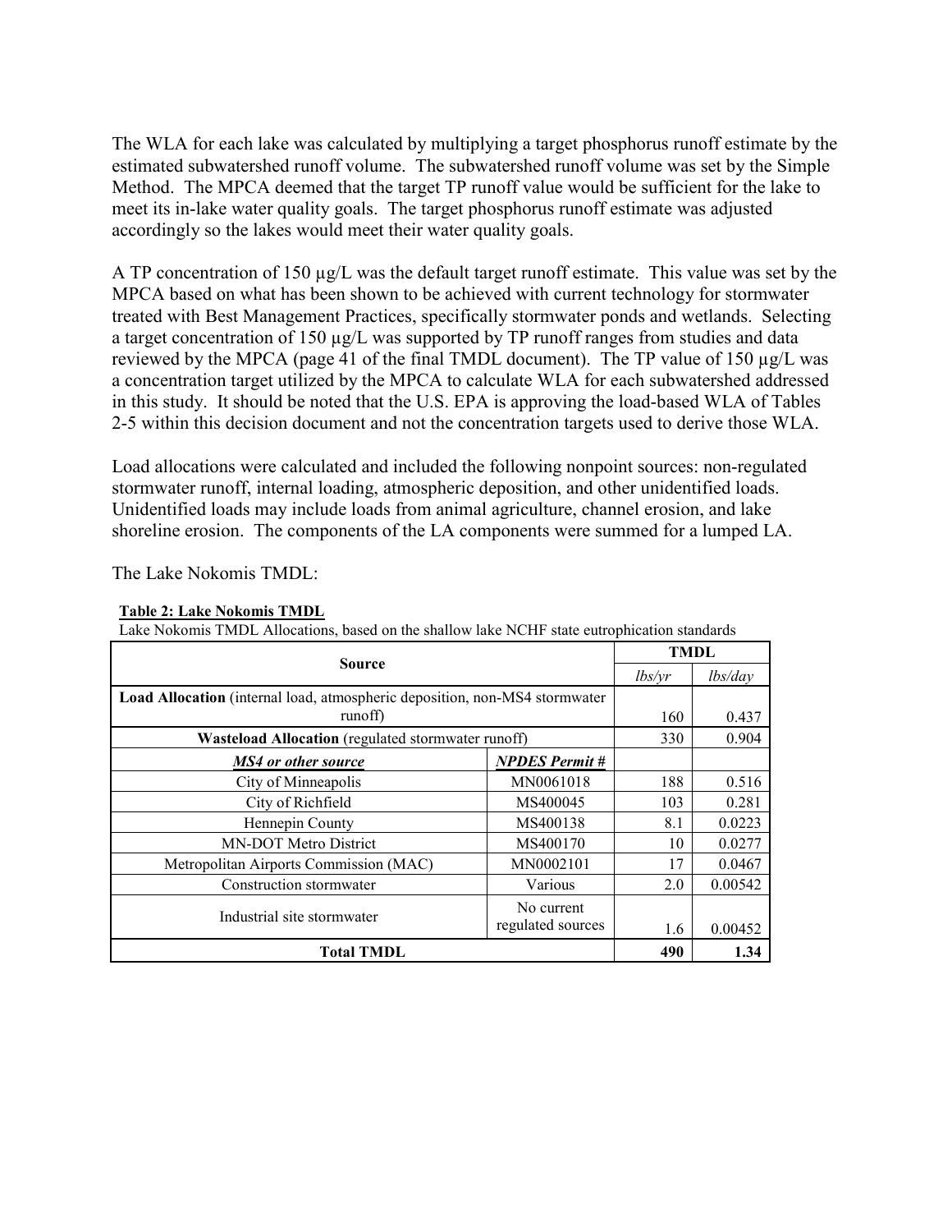The WLA for each lake was calculated by multiplying a target phosphorus runoff estimate by the estimated subwatershed runoff volume. The subwatershed runoff volume was set by the Simple Method. The MPCA deemed that the target TP runoff value would be sufficient for the lake to meet its in-lake water quality goals. The target phosphorus runoff estimate was adjusted accordingly so the lakes would meet their water quality goals.

A TP concentration of 150 µg/L was the default target runoff estimate. This value was set by the MPCA based on what has been shown to be achieved with current technology for stormwater treated with Best Management Practices, specifically stormwater ponds and wetlands. Selecting a target concentration of 150 µg/L was supported by TP runoff ranges from studies and data reviewed by the MPCA (page 41 of the final TMDL document). The TP value of 150 µg/L was a concentration target utilized by the MPCA to calculate WLA for each subwatershed addressed in this study. It should be noted that the U.S. EPA is approving the load-based WLA of Tables 2-5 within this decision document and not the concentration targets used to derive those WLA.

Load allocations were calculated and included the following nonpoint sources: non-regulated stormwater runoff, internal loading, atmospheric deposition, and other unidentified loads. Unidentified loads may include loads from animal agriculture, channel erosion, and lake shoreline erosion. The components of the LA components were summed for a lumped LA.

The Lake Nokomis TMDL:

**Table 2: Lake Nokomis TMDL**

Lake Nokomis TMDL Allocations, based on the shallow lake NCHF state eutrophication standards

| Source | | TMDL | |
|---|---|---|---|
| | | *lbs/yr* | *lbs/day* |
| **Load Allocation** (internal load, atmospheric deposition, non-MS4 stormwater runoff) | | 160 | 0.437 |
| **Wasteload Allocation** (regulated stormwater runoff) | | 330 | 0.904 |
| ***MS4 or other source*** | ***NPDES Permit #*** | | |
| City of Minneapolis | MN0061018 | 188 | 0.516 |
| City of Richfield | MS400045 | 103 | 0.281 |
| Hennepin County | MS400138 | 8.1 | 0.0223 |
| MN-DOT Metro District | MS400170 | 10 | 0.0277 |
| Metropolitan Airports Commission (MAC) | MN0002101 | 17 | 0.0467 |
| Construction stormwater | Various | 2.0 | 0.00542 |
| Industrial site stormwater | No current regulated sources | 1.6 | 0.00452 |
| **Total TMDL** | | **490** | **1.34** |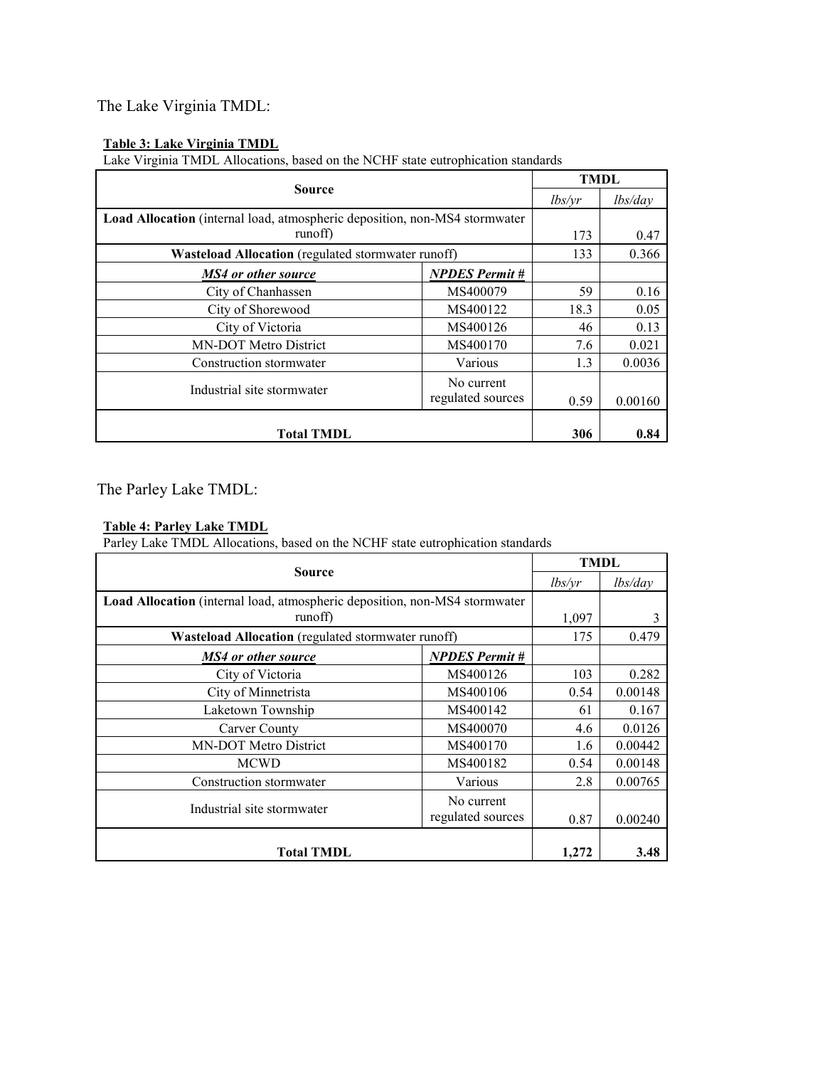The Lake Virginia TMDL:

**Table 3: Lake Virginia TMDL**

Lake Virginia TMDL Allocations, based on the NCHF state eutrophication standards

| Source | | TMDL | |
|---|---|---|---|
| | | *lbs/yr* | *lbs/day* |
| **Load Allocation** (internal load, atmospheric deposition, non-MS4 stormwater runoff) | | 173 | 0.47 |
| **Wasteload Allocation** (regulated stormwater runoff) | | 133 | 0.366 |
| ***MS4 or other source*** | ***NPDES Permit #*** | | |
| City of Chanhassen | MS400079 | 59 | 0.16 |
| City of Shorewood | MS400122 | 18.3 | 0.05 |
| City of Victoria | MS400126 | 46 | 0.13 |
| MN-DOT Metro District | MS400170 | 7.6 | 0.021 |
| Construction stormwater | Various | 1.3 | 0.0036 |
| Industrial site stormwater | No current regulated sources | 0.59 | 0.00160 |
| **Total TMDL** | | **306** | **0.84** |

The Parley Lake TMDL:

**Table 4: Parley Lake TMDL**

Parley Lake TMDL Allocations, based on the NCHF state eutrophication standards

| Source | | TMDL | |
|---|---|---|---|
| | | *lbs/yr* | *lbs/day* |
| **Load Allocation** (internal load, atmospheric deposition, non-MS4 stormwater runoff) | | 1,097 | 3 |
| **Wasteload Allocation** (regulated stormwater runoff) | | 175 | 0.479 |
| ***MS4 or other source*** | ***NPDES Permit #*** | | |
| City of Victoria | MS400126 | 103 | 0.282 |
| City of Minnetrista | MS400106 | 0.54 | 0.00148 |
| Laketown Township | MS400142 | 61 | 0.167 |
| Carver County | MS400070 | 4.6 | 0.0126 |
| MN-DOT Metro District | MS400170 | 1.6 | 0.00442 |
| MCWD | MS400182 | 0.54 | 0.00148 |
| Construction stormwater | Various | 2.8 | 0.00765 |
| Industrial site stormwater | No current regulated sources | 0.87 | 0.00240 |
| **Total TMDL** | | **1,272** | **3.48** |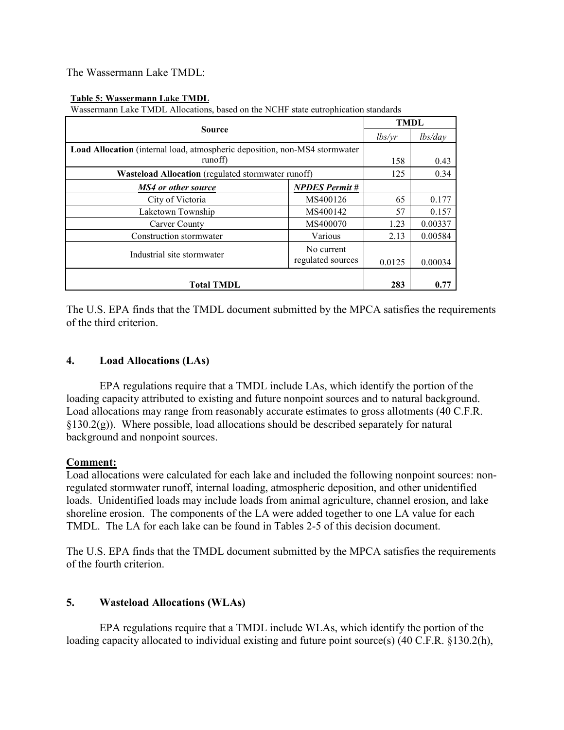The Wassermann Lake TMDL:

**Table 5: Wassermann Lake TMDL**

Wassermann Lake TMDL Allocations, based on the NCHF state eutrophication standards

| Source | | TMDL | |
|---|---|---|---|
| | | *lbs/yr* | *lbs/day* |
| **Load Allocation** (internal load, atmospheric deposition, non-MS4 stormwater runoff) | | 158 | 0.43 |
| **Wasteload Allocation** (regulated stormwater runoff) | | 125 | 0.34 |
| ***MS4 or other source*** | ***NPDES Permit #*** | | |
| City of Victoria | MS400126 | 65 | 0.177 |
| Laketown Township | MS400142 | 57 | 0.157 |
| Carver County | MS400070 | 1.23 | 0.00337 |
| Construction stormwater | Various | 2.13 | 0.00584 |
| Industrial site stormwater | No current regulated sources | 0.0125 | 0.00034 |
| **Total TMDL** | | **283** | **0.77** |

The U.S. EPA finds that the TMDL document submitted by the MPCA satisfies the requirements of the third criterion.

## 4. Load Allocations (LAs)

EPA regulations require that a TMDL include LAs, which identify the portion of the loading capacity attributed to existing and future nonpoint sources and to natural background. Load allocations may range from reasonably accurate estimates to gross allotments (40 C.F.R. §130.2(g)). Where possible, load allocations should be described separately for natural background and nonpoint sources.

**Comment:**

Load allocations were calculated for each lake and included the following nonpoint sources: non-regulated stormwater runoff, internal loading, atmospheric deposition, and other unidentified loads. Unidentified loads may include loads from animal agriculture, channel erosion, and lake shoreline erosion. The components of the LA were added together to one LA value for each TMDL. The LA for each lake can be found in Tables 2-5 of this decision document.

The U.S. EPA finds that the TMDL document submitted by the MPCA satisfies the requirements of the fourth criterion.

## 5. Wasteload Allocations (WLAs)

EPA regulations require that a TMDL include WLAs, which identify the portion of the loading capacity allocated to individual existing and future point source(s) (40 C.F.R. §130.2(h),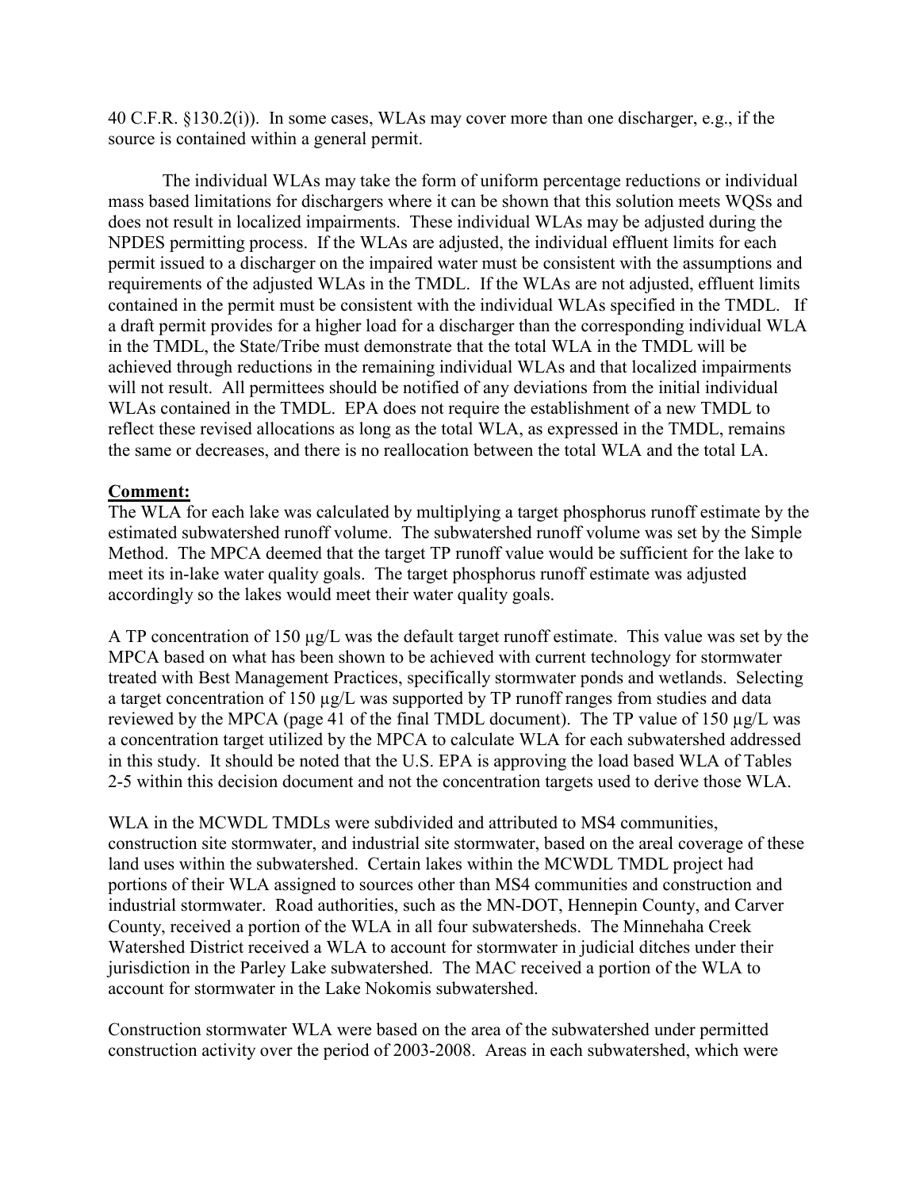40 C.F.R. §130.2(i)). In some cases, WLAs may cover more than one discharger, e.g., if the source is contained within a general permit.

The individual WLAs may take the form of uniform percentage reductions or individual mass based limitations for dischargers where it can be shown that this solution meets WQSs and does not result in localized impairments. These individual WLAs may be adjusted during the NPDES permitting process. If the WLAs are adjusted, the individual effluent limits for each permit issued to a discharger on the impaired water must be consistent with the assumptions and requirements of the adjusted WLAs in the TMDL. If the WLAs are not adjusted, effluent limits contained in the permit must be consistent with the individual WLAs specified in the TMDL. If a draft permit provides for a higher load for a discharger than the corresponding individual WLA in the TMDL, the State/Tribe must demonstrate that the total WLA in the TMDL will be achieved through reductions in the remaining individual WLAs and that localized impairments will not result. All permittees should be notified of any deviations from the initial individual WLAs contained in the TMDL. EPA does not require the establishment of a new TMDL to reflect these revised allocations as long as the total WLA, as expressed in the TMDL, remains the same or decreases, and there is no reallocation between the total WLA and the total LA.

**Comment:**

The WLA for each lake was calculated by multiplying a target phosphorus runoff estimate by the estimated subwatershed runoff volume. The subwatershed runoff volume was set by the Simple Method. The MPCA deemed that the target TP runoff value would be sufficient for the lake to meet its in-lake water quality goals. The target phosphorus runoff estimate was adjusted accordingly so the lakes would meet their water quality goals.

A TP concentration of 150 µg/L was the default target runoff estimate. This value was set by the MPCA based on what has been shown to be achieved with current technology for stormwater treated with Best Management Practices, specifically stormwater ponds and wetlands. Selecting a target concentration of 150 µg/L was supported by TP runoff ranges from studies and data reviewed by the MPCA (page 41 of the final TMDL document). The TP value of 150 µg/L was a concentration target utilized by the MPCA to calculate WLA for each subwatershed addressed in this study. It should be noted that the U.S. EPA is approving the load based WLA of Tables 2-5 within this decision document and not the concentration targets used to derive those WLA.

WLA in the MCWDL TMDLs were subdivided and attributed to MS4 communities, construction site stormwater, and industrial site stormwater, based on the areal coverage of these land uses within the subwatershed. Certain lakes within the MCWDL TMDL project had portions of their WLA assigned to sources other than MS4 communities and construction and industrial stormwater. Road authorities, such as the MN-DOT, Hennepin County, and Carver County, received a portion of the WLA in all four subwatersheds. The Minnehaha Creek Watershed District received a WLA to account for stormwater in judicial ditches under their jurisdiction in the Parley Lake subwatershed. The MAC received a portion of the WLA to account for stormwater in the Lake Nokomis subwatershed.

Construction stormwater WLA were based on the area of the subwatershed under permitted construction activity over the period of 2003-2008. Areas in each subwatershed, which were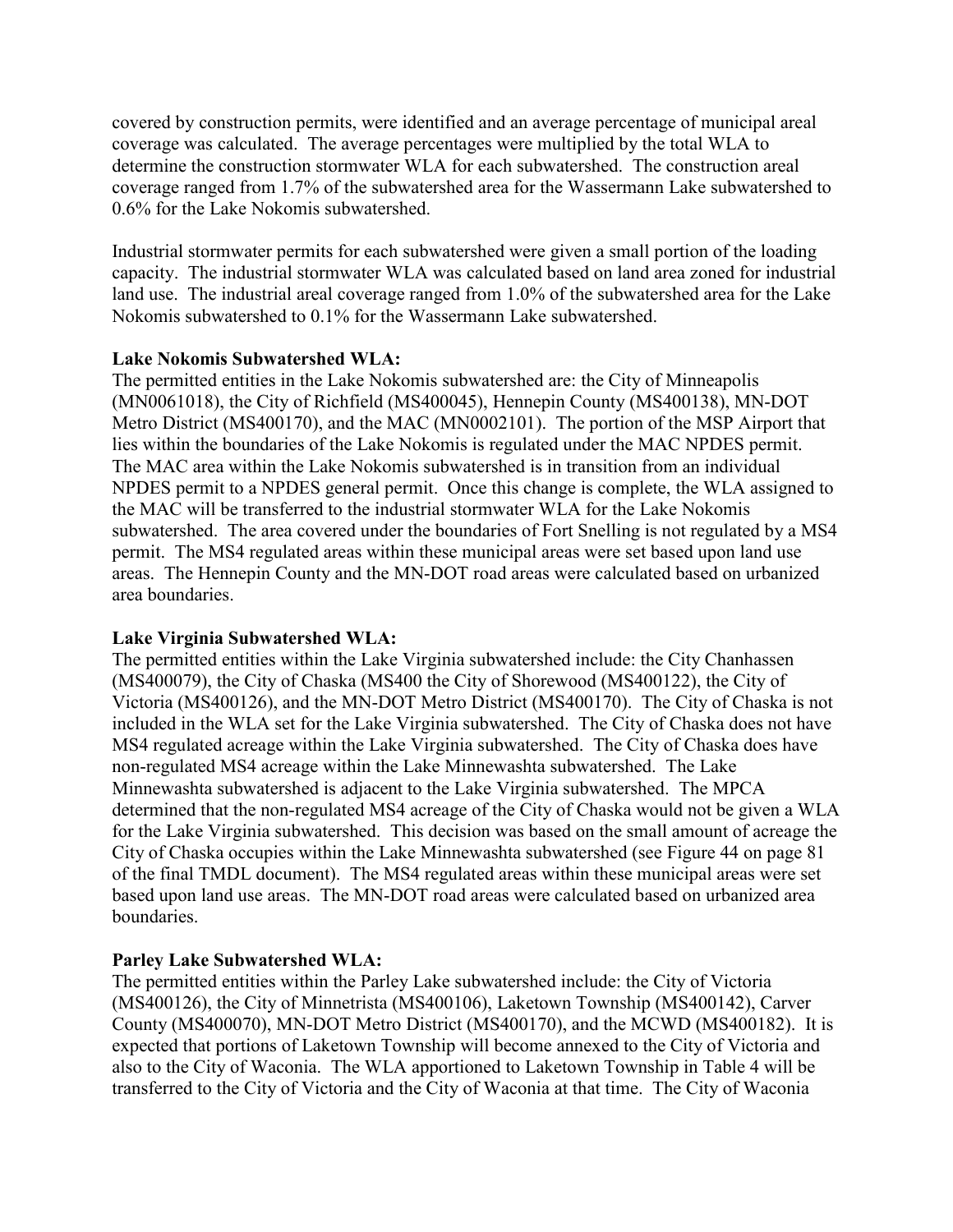covered by construction permits, were identified and an average percentage of municipal areal coverage was calculated. The average percentages were multiplied by the total WLA to determine the construction stormwater WLA for each subwatershed. The construction areal coverage ranged from 1.7% of the subwatershed area for the Wassermann Lake subwatershed to 0.6% for the Lake Nokomis subwatershed.

Industrial stormwater permits for each subwatershed were given a small portion of the loading capacity. The industrial stormwater WLA was calculated based on land area zoned for industrial land use. The industrial areal coverage ranged from 1.0% of the subwatershed area for the Lake Nokomis subwatershed to 0.1% for the Wassermann Lake subwatershed.

**Lake Nokomis Subwatershed WLA:**
The permitted entities in the Lake Nokomis subwatershed are: the City of Minneapolis (MN0061018), the City of Richfield (MS400045), Hennepin County (MS400138), MN-DOT Metro District (MS400170), and the MAC (MN0002101). The portion of the MSP Airport that lies within the boundaries of the Lake Nokomis is regulated under the MAC NPDES permit. The MAC area within the Lake Nokomis subwatershed is in transition from an individual NPDES permit to a NPDES general permit. Once this change is complete, the WLA assigned to the MAC will be transferred to the industrial stormwater WLA for the Lake Nokomis subwatershed. The area covered under the boundaries of Fort Snelling is not regulated by a MS4 permit. The MS4 regulated areas within these municipal areas were set based upon land use areas. The Hennepin County and the MN-DOT road areas were calculated based on urbanized area boundaries.

**Lake Virginia Subwatershed WLA:**
The permitted entities within the Lake Virginia subwatershed include: the City Chanhassen (MS400079), the City of Chaska (MS400 the City of Shorewood (MS400122), the City of Victoria (MS400126), and the MN-DOT Metro District (MS400170). The City of Chaska is not included in the WLA set for the Lake Virginia subwatershed. The City of Chaska does not have MS4 regulated acreage within the Lake Virginia subwatershed. The City of Chaska does have non-regulated MS4 acreage within the Lake Minnewashta subwatershed. The Lake Minnewashta subwatershed is adjacent to the Lake Virginia subwatershed. The MPCA determined that the non-regulated MS4 acreage of the City of Chaska would not be given a WLA for the Lake Virginia subwatershed. This decision was based on the small amount of acreage the City of Chaska occupies within the Lake Minnewashta subwatershed (see Figure 44 on page 81 of the final TMDL document). The MS4 regulated areas within these municipal areas were set based upon land use areas. The MN-DOT road areas were calculated based on urbanized area boundaries.

**Parley Lake Subwatershed WLA:**
The permitted entities within the Parley Lake subwatershed include: the City of Victoria (MS400126), the City of Minnetrista (MS400106), Laketown Township (MS400142), Carver County (MS400070), MN-DOT Metro District (MS400170), and the MCWD (MS400182). It is expected that portions of Laketown Township will become annexed to the City of Victoria and also to the City of Waconia. The WLA apportioned to Laketown Township in Table 4 will be transferred to the City of Victoria and the City of Waconia at that time. The City of Waconia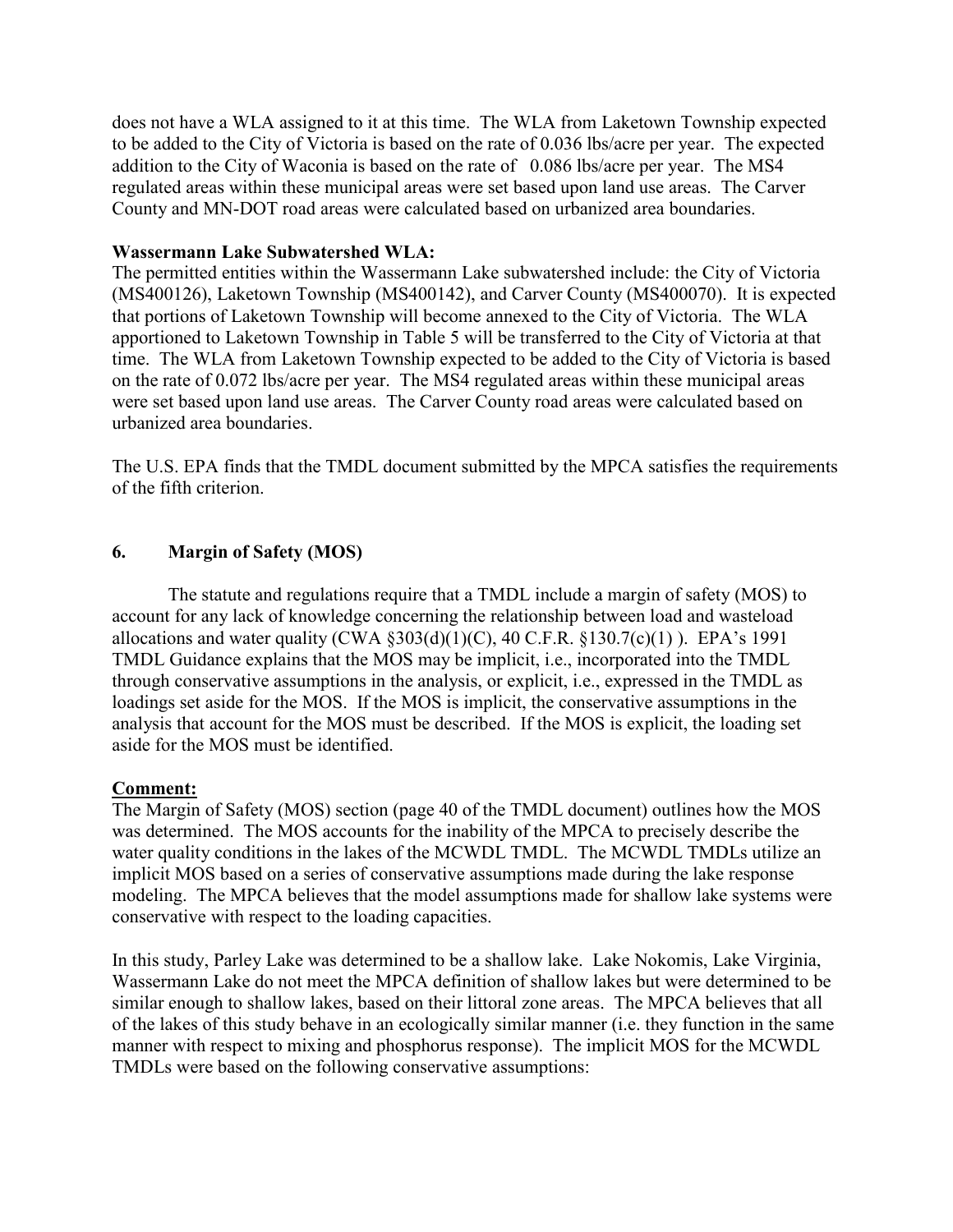does not have a WLA assigned to it at this time. The WLA from Laketown Township expected to be added to the City of Victoria is based on the rate of 0.036 lbs/acre per year. The expected addition to the City of Waconia is based on the rate of 0.086 lbs/acre per year. The MS4 regulated areas within these municipal areas were set based upon land use areas. The Carver County and MN-DOT road areas were calculated based on urbanized area boundaries.

**Wassermann Lake Subwatershed WLA:**
The permitted entities within the Wassermann Lake subwatershed include: the City of Victoria (MS400126), Laketown Township (MS400142), and Carver County (MS400070). It is expected that portions of Laketown Township will become annexed to the City of Victoria. The WLA apportioned to Laketown Township in Table 5 will be transferred to the City of Victoria at that time. The WLA from Laketown Township expected to be added to the City of Victoria is based on the rate of 0.072 lbs/acre per year. The MS4 regulated areas within these municipal areas were set based upon land use areas. The Carver County road areas were calculated based on urbanized area boundaries.

The U.S. EPA finds that the TMDL document submitted by the MPCA satisfies the requirements of the fifth criterion.

## 6. Margin of Safety (MOS)

The statute and regulations require that a TMDL include a margin of safety (MOS) to account for any lack of knowledge concerning the relationship between load and wasteload allocations and water quality (CWA §303(d)(1)(C), 40 C.F.R. §130.7(c)(1) ). EPA's 1991 TMDL Guidance explains that the MOS may be implicit, i.e., incorporated into the TMDL through conservative assumptions in the analysis, or explicit, i.e., expressed in the TMDL as loadings set aside for the MOS. If the MOS is implicit, the conservative assumptions in the analysis that account for the MOS must be described. If the MOS is explicit, the loading set aside for the MOS must be identified.

**Comment:**
The Margin of Safety (MOS) section (page 40 of the TMDL document) outlines how the MOS was determined. The MOS accounts for the inability of the MPCA to precisely describe the water quality conditions in the lakes of the MCWDL TMDL. The MCWDL TMDLs utilize an implicit MOS based on a series of conservative assumptions made during the lake response modeling. The MPCA believes that the model assumptions made for shallow lake systems were conservative with respect to the loading capacities.

In this study, Parley Lake was determined to be a shallow lake. Lake Nokomis, Lake Virginia, Wassermann Lake do not meet the MPCA definition of shallow lakes but were determined to be similar enough to shallow lakes, based on their littoral zone areas. The MPCA believes that all of the lakes of this study behave in an ecologically similar manner (i.e. they function in the same manner with respect to mixing and phosphorus response). The implicit MOS for the MCWDL TMDLs were based on the following conservative assumptions: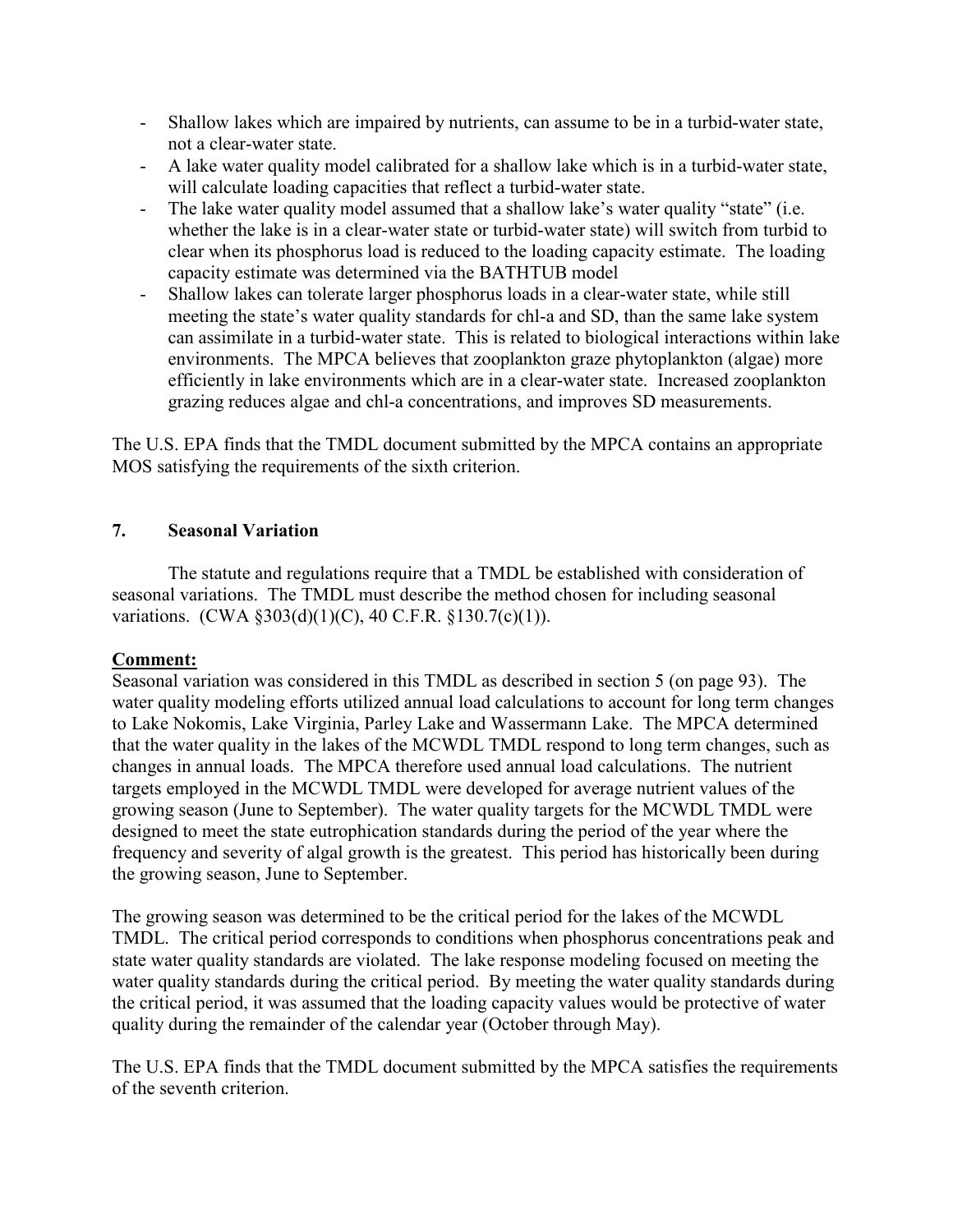- Shallow lakes which are impaired by nutrients, can assume to be in a turbid-water state, not a clear-water state.
- A lake water quality model calibrated for a shallow lake which is in a turbid-water state, will calculate loading capacities that reflect a turbid-water state.
- The lake water quality model assumed that a shallow lake's water quality "state" (i.e. whether the lake is in a clear-water state or turbid-water state) will switch from turbid to clear when its phosphorus load is reduced to the loading capacity estimate. The loading capacity estimate was determined via the BATHTUB model
- Shallow lakes can tolerate larger phosphorus loads in a clear-water state, while still meeting the state's water quality standards for chl-a and SD, than the same lake system can assimilate in a turbid-water state. This is related to biological interactions within lake environments. The MPCA believes that zooplankton graze phytoplankton (algae) more efficiently in lake environments which are in a clear-water state. Increased zooplankton grazing reduces algae and chl-a concentrations, and improves SD measurements.

The U.S. EPA finds that the TMDL document submitted by the MPCA contains an appropriate MOS satisfying the requirements of the sixth criterion.

## 7. Seasonal Variation

The statute and regulations require that a TMDL be established with consideration of seasonal variations. The TMDL must describe the method chosen for including seasonal variations. (CWA §303(d)(1)(C), 40 C.F.R. §130.7(c)(1)).

**Comment:**

Seasonal variation was considered in this TMDL as described in section 5 (on page 93). The water quality modeling efforts utilized annual load calculations to account for long term changes to Lake Nokomis, Lake Virginia, Parley Lake and Wassermann Lake. The MPCA determined that the water quality in the lakes of the MCWDL TMDL respond to long term changes, such as changes in annual loads. The MPCA therefore used annual load calculations. The nutrient targets employed in the MCWDL TMDL were developed for average nutrient values of the growing season (June to September). The water quality targets for the MCWDL TMDL were designed to meet the state eutrophication standards during the period of the year where the frequency and severity of algal growth is the greatest. This period has historically been during the growing season, June to September.

The growing season was determined to be the critical period for the lakes of the MCWDL TMDL. The critical period corresponds to conditions when phosphorus concentrations peak and state water quality standards are violated. The lake response modeling focused on meeting the water quality standards during the critical period. By meeting the water quality standards during the critical period, it was assumed that the loading capacity values would be protective of water quality during the remainder of the calendar year (October through May).

The U.S. EPA finds that the TMDL document submitted by the MPCA satisfies the requirements of the seventh criterion.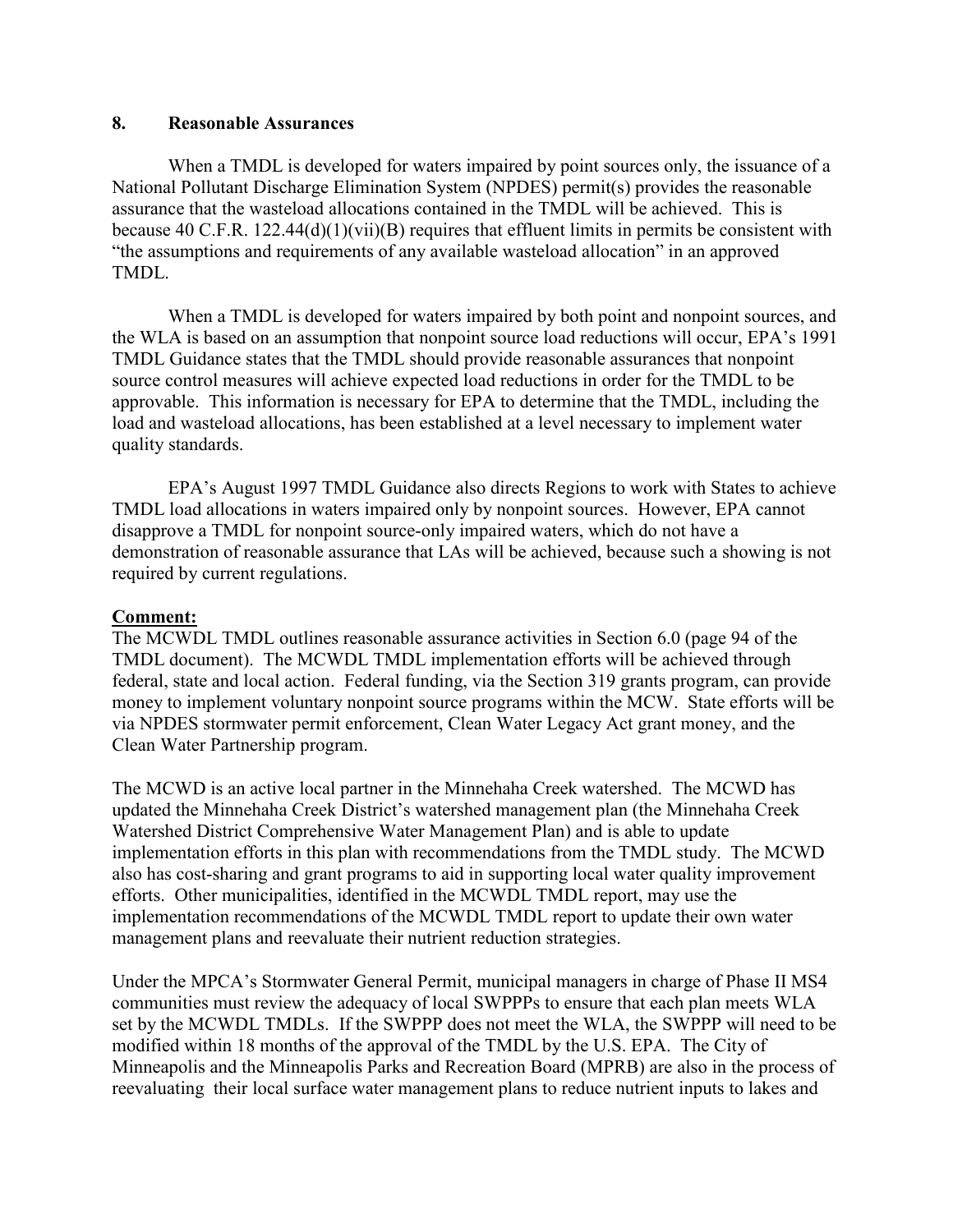## 8. Reasonable Assurances

When a TMDL is developed for waters impaired by point sources only, the issuance of a National Pollutant Discharge Elimination System (NPDES) permit(s) provides the reasonable assurance that the wasteload allocations contained in the TMDL will be achieved. This is because 40 C.F.R. 122.44(d)(1)(vii)(B) requires that effluent limits in permits be consistent with "the assumptions and requirements of any available wasteload allocation" in an approved TMDL.

When a TMDL is developed for waters impaired by both point and nonpoint sources, and the WLA is based on an assumption that nonpoint source load reductions will occur, EPA's 1991 TMDL Guidance states that the TMDL should provide reasonable assurances that nonpoint source control measures will achieve expected load reductions in order for the TMDL to be approvable. This information is necessary for EPA to determine that the TMDL, including the load and wasteload allocations, has been established at a level necessary to implement water quality standards.

EPA's August 1997 TMDL Guidance also directs Regions to work with States to achieve TMDL load allocations in waters impaired only by nonpoint sources. However, EPA cannot disapprove a TMDL for nonpoint source-only impaired waters, which do not have a demonstration of reasonable assurance that LAs will be achieved, because such a showing is not required by current regulations.

**Comment:**

The MCWDL TMDL outlines reasonable assurance activities in Section 6.0 (page 94 of the TMDL document). The MCWDL TMDL implementation efforts will be achieved through federal, state and local action. Federal funding, via the Section 319 grants program, can provide money to implement voluntary nonpoint source programs within the MCW. State efforts will be via NPDES stormwater permit enforcement, Clean Water Legacy Act grant money, and the Clean Water Partnership program.

The MCWD is an active local partner in the Minnehaha Creek watershed. The MCWD has updated the Minnehaha Creek District's watershed management plan (the Minnehaha Creek Watershed District Comprehensive Water Management Plan) and is able to update implementation efforts in this plan with recommendations from the TMDL study. The MCWD also has cost-sharing and grant programs to aid in supporting local water quality improvement efforts. Other municipalities, identified in the MCWDL TMDL report, may use the implementation recommendations of the MCWDL TMDL report to update their own water management plans and reevaluate their nutrient reduction strategies.

Under the MPCA's Stormwater General Permit, municipal managers in charge of Phase II MS4 communities must review the adequacy of local SWPPPs to ensure that each plan meets WLA set by the MCWDL TMDLs. If the SWPPP does not meet the WLA, the SWPPP will need to be modified within 18 months of the approval of the TMDL by the U.S. EPA. The City of Minneapolis and the Minneapolis Parks and Recreation Board (MPRB) are also in the process of reevaluating their local surface water management plans to reduce nutrient inputs to lakes and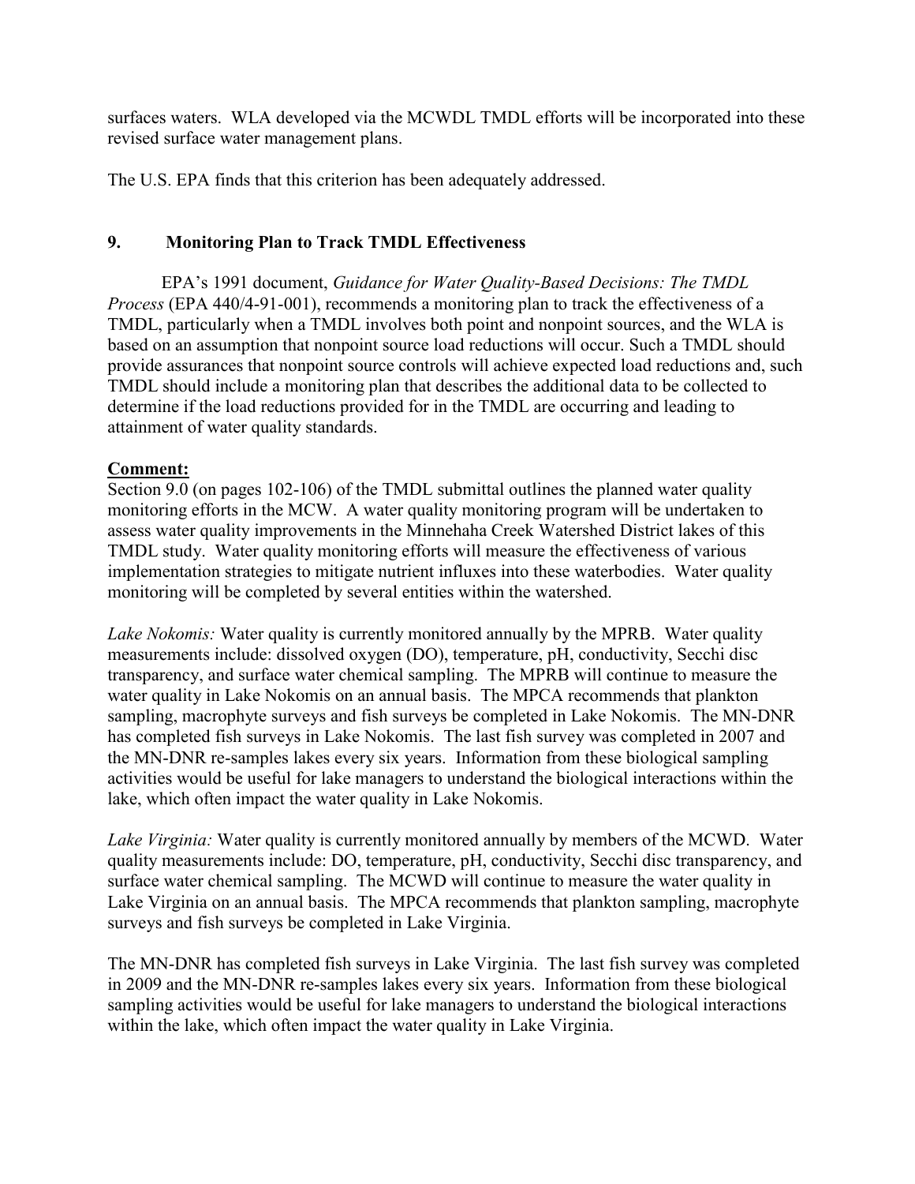surfaces waters. WLA developed via the MCWDL TMDL efforts will be incorporated into these revised surface water management plans.

The U.S. EPA finds that this criterion has been adequately addressed.

## 9. Monitoring Plan to Track TMDL Effectiveness

EPA's 1991 document, *Guidance for Water Quality-Based Decisions: The TMDL Process* (EPA 440/4-91-001), recommends a monitoring plan to track the effectiveness of a TMDL, particularly when a TMDL involves both point and nonpoint sources, and the WLA is based on an assumption that nonpoint source load reductions will occur. Such a TMDL should provide assurances that nonpoint source controls will achieve expected load reductions and, such TMDL should include a monitoring plan that describes the additional data to be collected to determine if the load reductions provided for in the TMDL are occurring and leading to attainment of water quality standards.

**Comment:**

Section 9.0 (on pages 102-106) of the TMDL submittal outlines the planned water quality monitoring efforts in the MCW. A water quality monitoring program will be undertaken to assess water quality improvements in the Minnehaha Creek Watershed District lakes of this TMDL study. Water quality monitoring efforts will measure the effectiveness of various implementation strategies to mitigate nutrient influxes into these waterbodies. Water quality monitoring will be completed by several entities within the watershed.

*Lake Nokomis:* Water quality is currently monitored annually by the MPRB. Water quality measurements include: dissolved oxygen (DO), temperature, pH, conductivity, Secchi disc transparency, and surface water chemical sampling. The MPRB will continue to measure the water quality in Lake Nokomis on an annual basis. The MPCA recommends that plankton sampling, macrophyte surveys and fish surveys be completed in Lake Nokomis. The MN-DNR has completed fish surveys in Lake Nokomis. The last fish survey was completed in 2007 and the MN-DNR re-samples lakes every six years. Information from these biological sampling activities would be useful for lake managers to understand the biological interactions within the lake, which often impact the water quality in Lake Nokomis.

*Lake Virginia:* Water quality is currently monitored annually by members of the MCWD. Water quality measurements include: DO, temperature, pH, conductivity, Secchi disc transparency, and surface water chemical sampling. The MCWD will continue to measure the water quality in Lake Virginia on an annual basis. The MPCA recommends that plankton sampling, macrophyte surveys and fish surveys be completed in Lake Virginia.

The MN-DNR has completed fish surveys in Lake Virginia. The last fish survey was completed in 2009 and the MN-DNR re-samples lakes every six years. Information from these biological sampling activities would be useful for lake managers to understand the biological interactions within the lake, which often impact the water quality in Lake Virginia.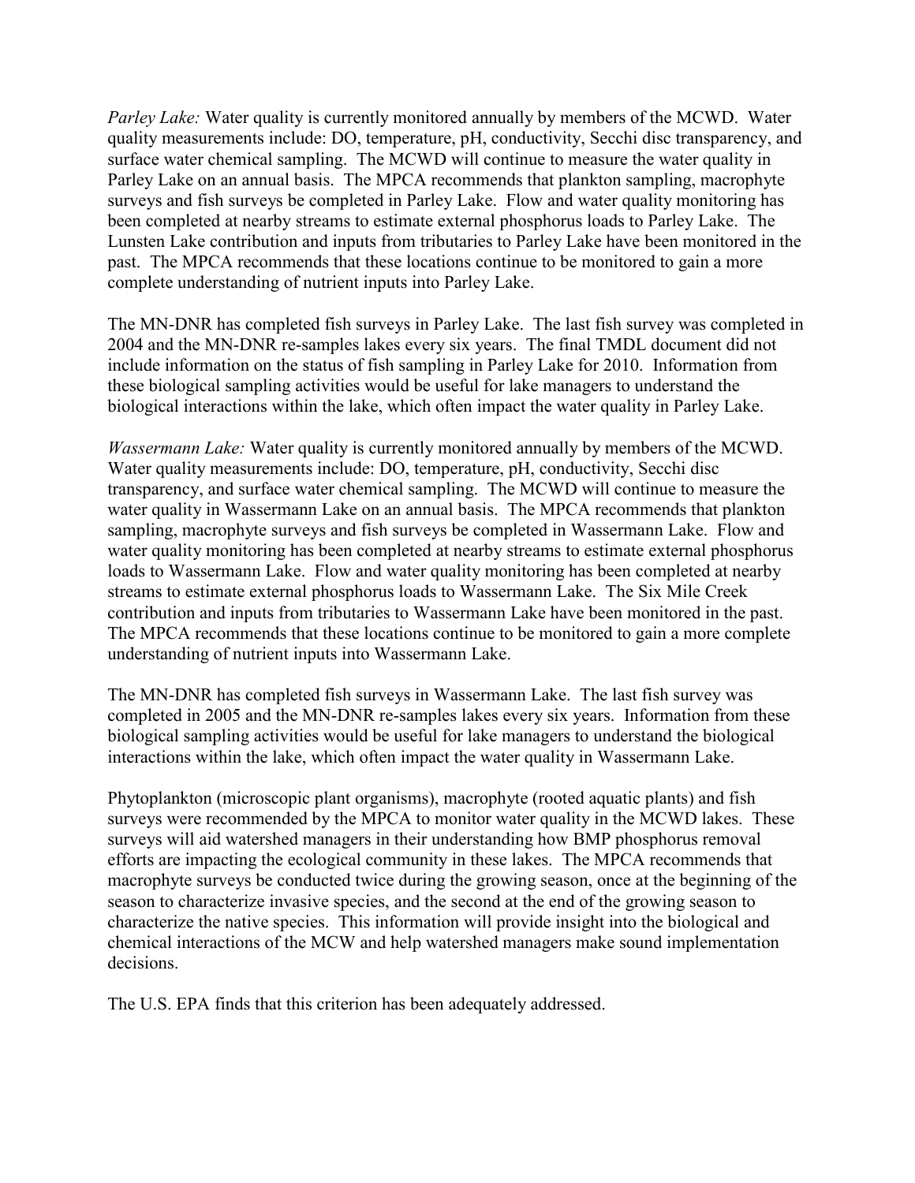*Parley Lake:* Water quality is currently monitored annually by members of the MCWD. Water quality measurements include: DO, temperature, pH, conductivity, Secchi disc transparency, and surface water chemical sampling. The MCWD will continue to measure the water quality in Parley Lake on an annual basis. The MPCA recommends that plankton sampling, macrophyte surveys and fish surveys be completed in Parley Lake. Flow and water quality monitoring has been completed at nearby streams to estimate external phosphorus loads to Parley Lake. The Lunsten Lake contribution and inputs from tributaries to Parley Lake have been monitored in the past. The MPCA recommends that these locations continue to be monitored to gain a more complete understanding of nutrient inputs into Parley Lake.

The MN-DNR has completed fish surveys in Parley Lake. The last fish survey was completed in 2004 and the MN-DNR re-samples lakes every six years. The final TMDL document did not include information on the status of fish sampling in Parley Lake for 2010. Information from these biological sampling activities would be useful for lake managers to understand the biological interactions within the lake, which often impact the water quality in Parley Lake.

*Wassermann Lake:* Water quality is currently monitored annually by members of the MCWD. Water quality measurements include: DO, temperature, pH, conductivity, Secchi disc transparency, and surface water chemical sampling. The MCWD will continue to measure the water quality in Wassermann Lake on an annual basis. The MPCA recommends that plankton sampling, macrophyte surveys and fish surveys be completed in Wassermann Lake. Flow and water quality monitoring has been completed at nearby streams to estimate external phosphorus loads to Wassermann Lake. Flow and water quality monitoring has been completed at nearby streams to estimate external phosphorus loads to Wassermann Lake. The Six Mile Creek contribution and inputs from tributaries to Wassermann Lake have been monitored in the past. The MPCA recommends that these locations continue to be monitored to gain a more complete understanding of nutrient inputs into Wassermann Lake.

The MN-DNR has completed fish surveys in Wassermann Lake. The last fish survey was completed in 2005 and the MN-DNR re-samples lakes every six years. Information from these biological sampling activities would be useful for lake managers to understand the biological interactions within the lake, which often impact the water quality in Wassermann Lake.

Phytoplankton (microscopic plant organisms), macrophyte (rooted aquatic plants) and fish surveys were recommended by the MPCA to monitor water quality in the MCWD lakes. These surveys will aid watershed managers in their understanding how BMP phosphorus removal efforts are impacting the ecological community in these lakes. The MPCA recommends that macrophyte surveys be conducted twice during the growing season, once at the beginning of the season to characterize invasive species, and the second at the end of the growing season to characterize the native species. This information will provide insight into the biological and chemical interactions of the MCW and help watershed managers make sound implementation decisions.

The U.S. EPA finds that this criterion has been adequately addressed.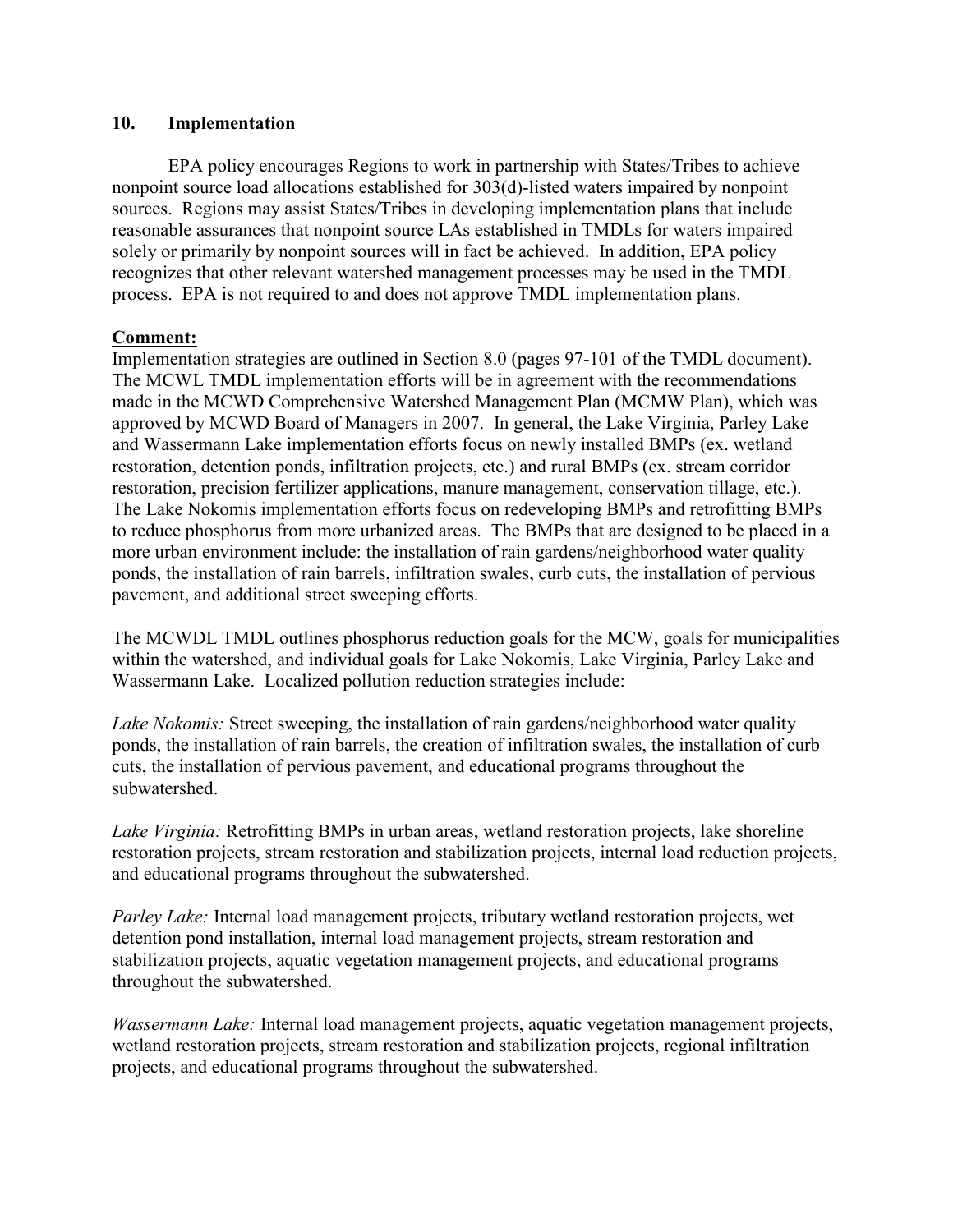## 10. Implementation

EPA policy encourages Regions to work in partnership with States/Tribes to achieve nonpoint source load allocations established for 303(d)-listed waters impaired by nonpoint sources. Regions may assist States/Tribes in developing implementation plans that include reasonable assurances that nonpoint source LAs established in TMDLs for waters impaired solely or primarily by nonpoint sources will in fact be achieved. In addition, EPA policy recognizes that other relevant watershed management processes may be used in the TMDL process. EPA is not required to and does not approve TMDL implementation plans.

**Comment:**

Implementation strategies are outlined in Section 8.0 (pages 97-101 of the TMDL document). The MCWL TMDL implementation efforts will be in agreement with the recommendations made in the MCWD Comprehensive Watershed Management Plan (MCMW Plan), which was approved by MCWD Board of Managers in 2007. In general, the Lake Virginia, Parley Lake and Wassermann Lake implementation efforts focus on newly installed BMPs (ex. wetland restoration, detention ponds, infiltration projects, etc.) and rural BMPs (ex. stream corridor restoration, precision fertilizer applications, manure management, conservation tillage, etc.). The Lake Nokomis implementation efforts focus on redeveloping BMPs and retrofitting BMPs to reduce phosphorus from more urbanized areas. The BMPs that are designed to be placed in a more urban environment include: the installation of rain gardens/neighborhood water quality ponds, the installation of rain barrels, infiltration swales, curb cuts, the installation of pervious pavement, and additional street sweeping efforts.

The MCWDL TMDL outlines phosphorus reduction goals for the MCW, goals for municipalities within the watershed, and individual goals for Lake Nokomis, Lake Virginia, Parley Lake and Wassermann Lake. Localized pollution reduction strategies include:

*Lake Nokomis:* Street sweeping, the installation of rain gardens/neighborhood water quality ponds, the installation of rain barrels, the creation of infiltration swales, the installation of curb cuts, the installation of pervious pavement, and educational programs throughout the subwatershed.

*Lake Virginia:* Retrofitting BMPs in urban areas, wetland restoration projects, lake shoreline restoration projects, stream restoration and stabilization projects, internal load reduction projects, and educational programs throughout the subwatershed.

*Parley Lake:* Internal load management projects, tributary wetland restoration projects, wet detention pond installation, internal load management projects, stream restoration and stabilization projects, aquatic vegetation management projects, and educational programs throughout the subwatershed.

*Wassermann Lake:* Internal load management projects, aquatic vegetation management projects, wetland restoration projects, stream restoration and stabilization projects, regional infiltration projects, and educational programs throughout the subwatershed.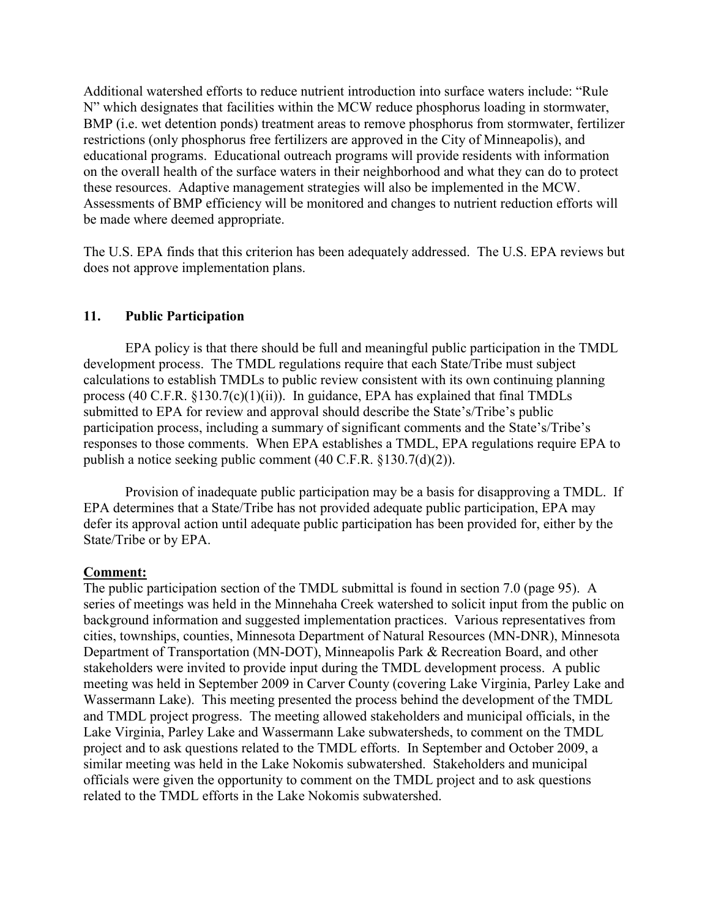Additional watershed efforts to reduce nutrient introduction into surface waters include: "Rule N" which designates that facilities within the MCW reduce phosphorus loading in stormwater, BMP (i.e. wet detention ponds) treatment areas to remove phosphorus from stormwater, fertilizer restrictions (only phosphorus free fertilizers are approved in the City of Minneapolis), and educational programs. Educational outreach programs will provide residents with information on the overall health of the surface waters in their neighborhood and what they can do to protect these resources. Adaptive management strategies will also be implemented in the MCW. Assessments of BMP efficiency will be monitored and changes to nutrient reduction efforts will be made where deemed appropriate.

The U.S. EPA finds that this criterion has been adequately addressed. The U.S. EPA reviews but does not approve implementation plans.

## 11. Public Participation

EPA policy is that there should be full and meaningful public participation in the TMDL development process. The TMDL regulations require that each State/Tribe must subject calculations to establish TMDLs to public review consistent with its own continuing planning process (40 C.F.R. §130.7(c)(1)(ii)). In guidance, EPA has explained that final TMDLs submitted to EPA for review and approval should describe the State's/Tribe's public participation process, including a summary of significant comments and the State's/Tribe's responses to those comments. When EPA establishes a TMDL, EPA regulations require EPA to publish a notice seeking public comment (40 C.F.R. §130.7(d)(2)).

Provision of inadequate public participation may be a basis for disapproving a TMDL. If EPA determines that a State/Tribe has not provided adequate public participation, EPA may defer its approval action until adequate public participation has been provided for, either by the State/Tribe or by EPA.

**Comment:**

The public participation section of the TMDL submittal is found in section 7.0 (page 95). A series of meetings was held in the Minnehaha Creek watershed to solicit input from the public on background information and suggested implementation practices. Various representatives from cities, townships, counties, Minnesota Department of Natural Resources (MN-DNR), Minnesota Department of Transportation (MN-DOT), Minneapolis Park & Recreation Board, and other stakeholders were invited to provide input during the TMDL development process. A public meeting was held in September 2009 in Carver County (covering Lake Virginia, Parley Lake and Wassermann Lake). This meeting presented the process behind the development of the TMDL and TMDL project progress. The meeting allowed stakeholders and municipal officials, in the Lake Virginia, Parley Lake and Wassermann Lake subwatersheds, to comment on the TMDL project and to ask questions related to the TMDL efforts. In September and October 2009, a similar meeting was held in the Lake Nokomis subwatershed. Stakeholders and municipal officials were given the opportunity to comment on the TMDL project and to ask questions related to the TMDL efforts in the Lake Nokomis subwatershed.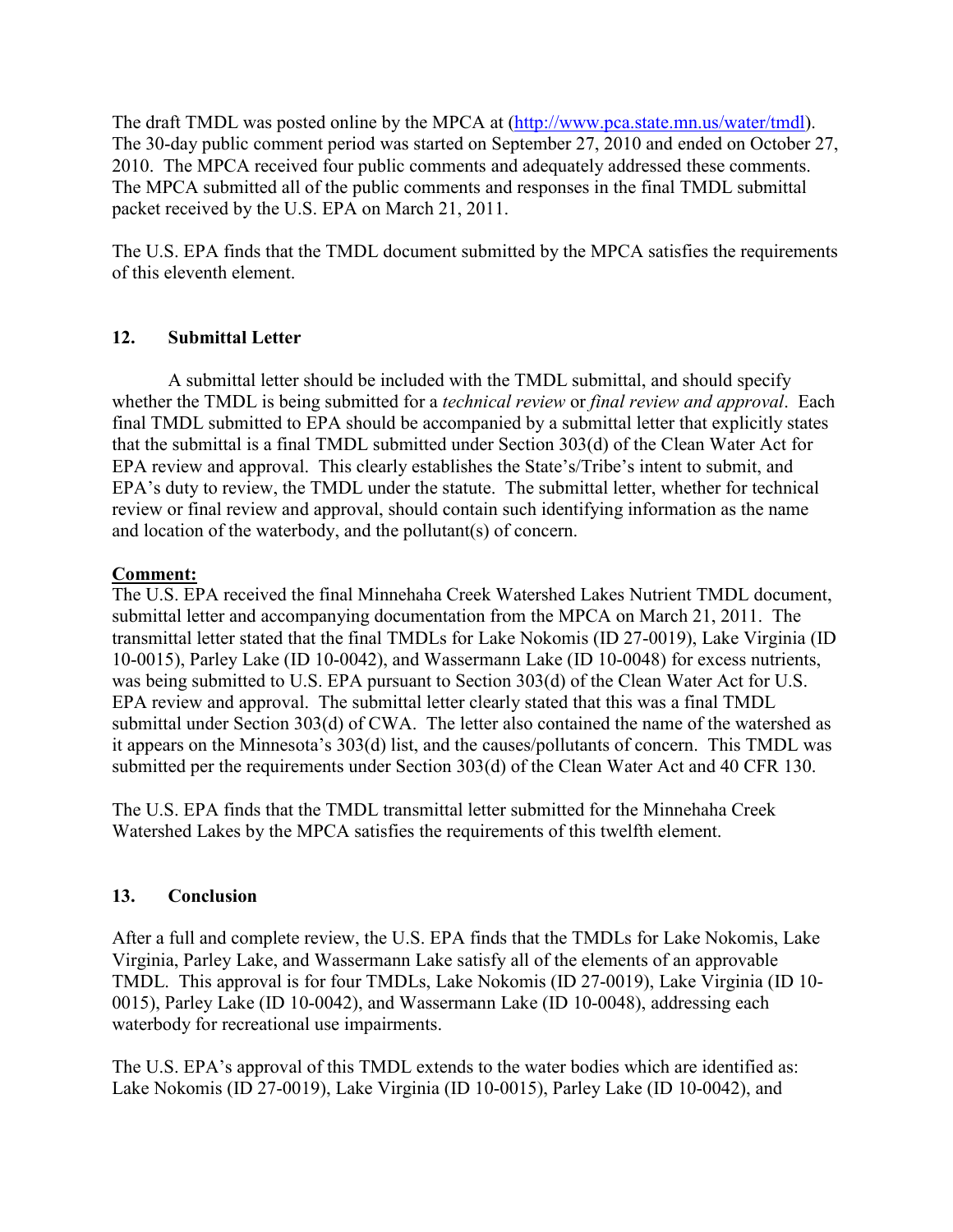The draft TMDL was posted online by the MPCA at (http://www.pca.state.mn.us/water/tmdl). The 30-day public comment period was started on September 27, 2010 and ended on October 27, 2010. The MPCA received four public comments and adequately addressed these comments. The MPCA submitted all of the public comments and responses in the final TMDL submittal packet received by the U.S. EPA on March 21, 2011.

The U.S. EPA finds that the TMDL document submitted by the MPCA satisfies the requirements of this eleventh element.

## 12. Submittal Letter

A submittal letter should be included with the TMDL submittal, and should specify whether the TMDL is being submitted for a *technical review* or *final review and approval*. Each final TMDL submitted to EPA should be accompanied by a submittal letter that explicitly states that the submittal is a final TMDL submitted under Section 303(d) of the Clean Water Act for EPA review and approval. This clearly establishes the State's/Tribe's intent to submit, and EPA's duty to review, the TMDL under the statute. The submittal letter, whether for technical review or final review and approval, should contain such identifying information as the name and location of the waterbody, and the pollutant(s) of concern.

**Comment:**

The U.S. EPA received the final Minnehaha Creek Watershed Lakes Nutrient TMDL document, submittal letter and accompanying documentation from the MPCA on March 21, 2011. The transmittal letter stated that the final TMDLs for Lake Nokomis (ID 27-0019), Lake Virginia (ID 10-0015), Parley Lake (ID 10-0042), and Wassermann Lake (ID 10-0048) for excess nutrients, was being submitted to U.S. EPA pursuant to Section 303(d) of the Clean Water Act for U.S. EPA review and approval. The submittal letter clearly stated that this was a final TMDL submittal under Section 303(d) of CWA. The letter also contained the name of the watershed as it appears on the Minnesota's 303(d) list, and the causes/pollutants of concern. This TMDL was submitted per the requirements under Section 303(d) of the Clean Water Act and 40 CFR 130.

The U.S. EPA finds that the TMDL transmittal letter submitted for the Minnehaha Creek Watershed Lakes by the MPCA satisfies the requirements of this twelfth element.

## 13. Conclusion

After a full and complete review, the U.S. EPA finds that the TMDLs for Lake Nokomis, Lake Virginia, Parley Lake, and Wassermann Lake satisfy all of the elements of an approvable TMDL. This approval is for four TMDLs, Lake Nokomis (ID 27-0019), Lake Virginia (ID 10-0015), Parley Lake (ID 10-0042), and Wassermann Lake (ID 10-0048), addressing each waterbody for recreational use impairments.

The U.S. EPA's approval of this TMDL extends to the water bodies which are identified as: Lake Nokomis (ID 27-0019), Lake Virginia (ID 10-0015), Parley Lake (ID 10-0042), and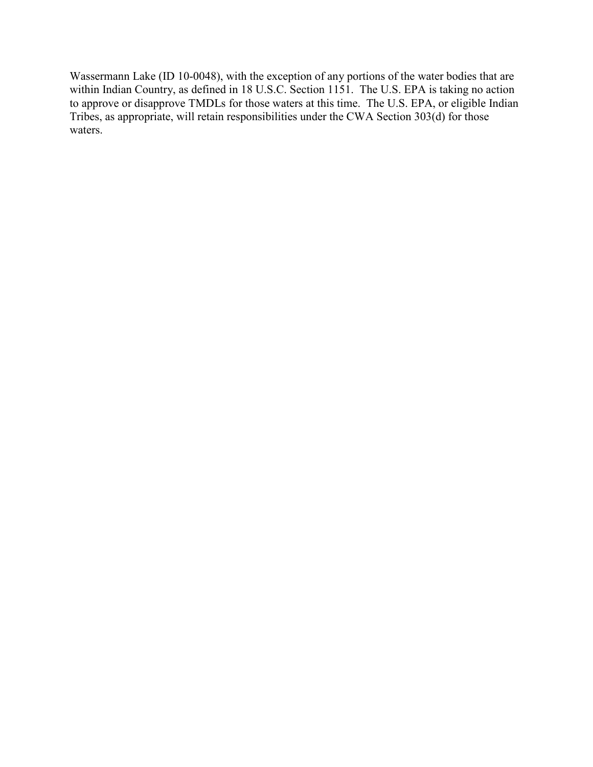Wassermann Lake (ID 10-0048), with the exception of any portions of the water bodies that are within Indian Country, as defined in 18 U.S.C. Section 1151. The U.S. EPA is taking no action to approve or disapprove TMDLs for those waters at this time. The U.S. EPA, or eligible Indian Tribes, as appropriate, will retain responsibilities under the CWA Section 303(d) for those waters.